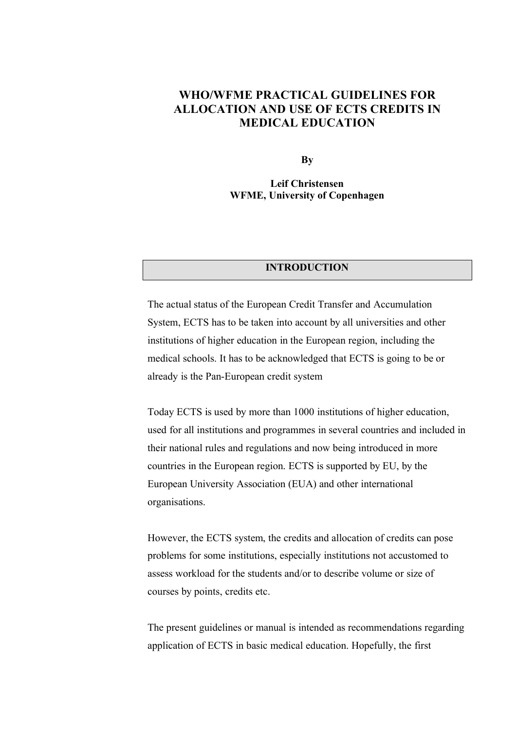# WHO/WFME PRACTICAL GUIDELINES FOR ALLOCATION AND USE OF ECTS CREDITS IN MEDICAL EDUCATION

**By**

**Leif Christensen**
**WFME, University of Copenhagen**

## INTRODUCTION

The actual status of the European Credit Transfer and Accumulation System, ECTS has to be taken into account by all universities and other institutions of higher education in the European region, including the medical schools. It has to be acknowledged that ECTS is going to be or already is the Pan-European credit system

Today ECTS is used by more than 1000 institutions of higher education, used for all institutions and programmes in several countries and included in their national rules and regulations and now being introduced in more countries in the European region. ECTS is supported by EU, by the European University Association (EUA) and other international organisations.

However, the ECTS system, the credits and allocation of credits can pose problems for some institutions, especially institutions not accustomed to assess workload for the students and/or to describe volume or size of courses by points, credits etc.

The present guidelines or manual is intended as recommendations regarding application of ECTS in basic medical education. Hopefully, the first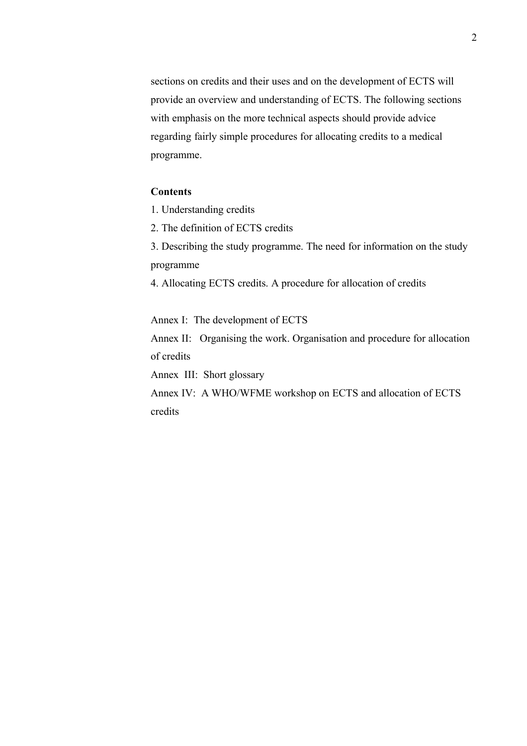sections on credits and their uses and on the development of ECTS will provide an overview and understanding of ECTS. The following sections with emphasis on the more technical aspects should provide advice regarding fairly simple procedures for allocating credits to a medical programme.

**Contents**

1. Understanding credits
2. The definition of ECTS credits
3. Describing the study programme. The need for information on the study programme
4. Allocating ECTS credits. A procedure for allocation of credits

Annex I: The development of ECTS

Annex II: Organising the work. Organisation and procedure for allocation of credits

Annex III: Short glossary

Annex IV: A WHO/WFME workshop on ECTS and allocation of ECTS credits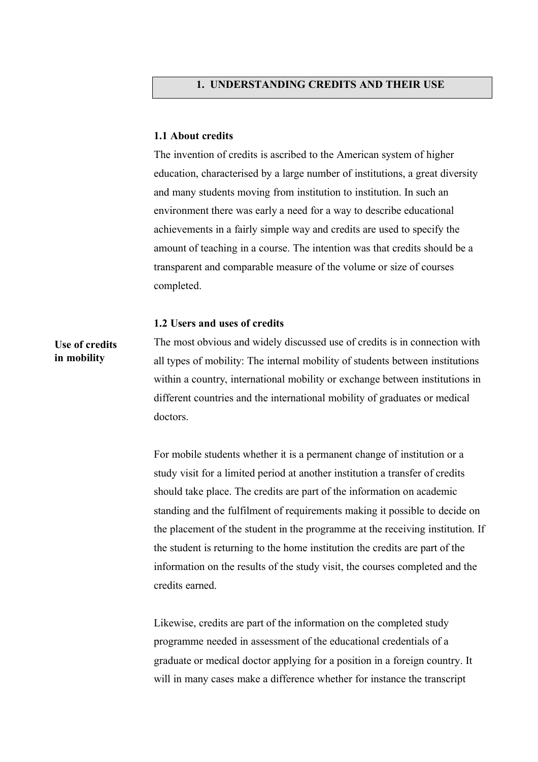# 1. UNDERSTANDING CREDITS AND THEIR USE

## 1.1 About credits

The invention of credits is ascribed to the American system of higher education, characterised by a large number of institutions, a great diversity and many students moving from institution to institution. In such an environment there was early a need for a way to describe educational achievements in a fairly simple way and credits are used to specify the amount of teaching in a course. The intention was that credits should be a transparent and comparable measure of the volume or size of courses completed.

## 1.2 Users and uses of credits

**Use of credits in mobility**

The most obvious and widely discussed use of credits is in connection with all types of mobility: The internal mobility of students between institutions within a country, international mobility or exchange between institutions in different countries and the international mobility of graduates or medical doctors.

For mobile students whether it is a permanent change of institution or a study visit for a limited period at another institution a transfer of credits should take place. The credits are part of the information on academic standing and the fulfilment of requirements making it possible to decide on the placement of the student in the programme at the receiving institution. If the student is returning to the home institution the credits are part of the information on the results of the study visit, the courses completed and the credits earned.

Likewise, credits are part of the information on the completed study programme needed in assessment of the educational credentials of a graduate or medical doctor applying for a position in a foreign country. It will in many cases make a difference whether for instance the transcript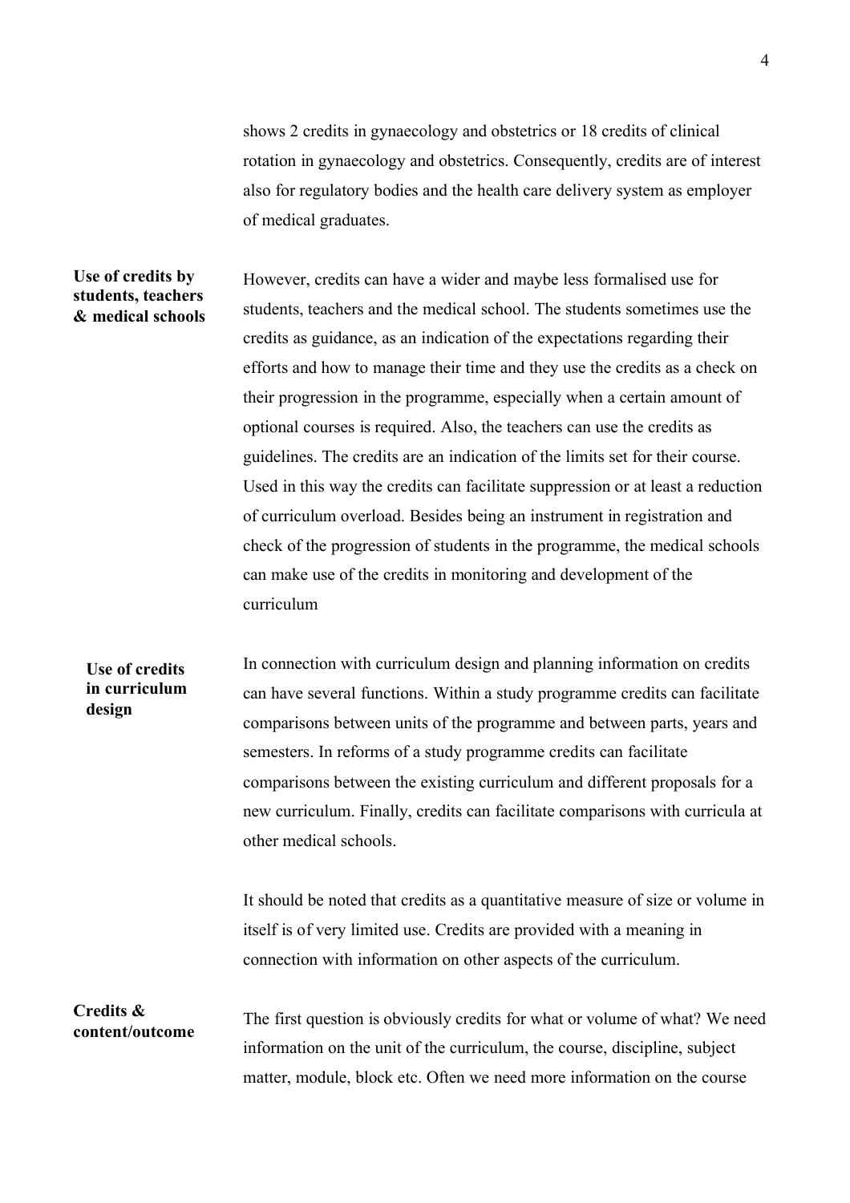shows 2 credits in gynaecology and obstetrics or 18 credits of clinical rotation in gynaecology and obstetrics. Consequently, credits are of interest also for regulatory bodies and the health care delivery system as employer of medical graduates.

**Use of credits by students, teachers & medical schools**

However, credits can have a wider and maybe less formalised use for students, teachers and the medical school. The students sometimes use the credits as guidance, as an indication of the expectations regarding their efforts and how to manage their time and they use the credits as a check on their progression in the programme, especially when a certain amount of optional courses is required. Also, the teachers can use the credits as guidelines. The credits are an indication of the limits set for their course. Used in this way the credits can facilitate suppression or at least a reduction of curriculum overload. Besides being an instrument in registration and check of the progression of students in the programme, the medical schools can make use of the credits in monitoring and development of the curriculum

**Use of credits in curriculum design**

In connection with curriculum design and planning information on credits can have several functions. Within a study programme credits can facilitate comparisons between units of the programme and between parts, years and semesters. In reforms of a study programme credits can facilitate comparisons between the existing curriculum and different proposals for a new curriculum. Finally, credits can facilitate comparisons with curricula at other medical schools.

It should be noted that credits as a quantitative measure of size or volume in itself is of very limited use. Credits are provided with a meaning in connection with information on other aspects of the curriculum.

**Credits & content/outcome**

The first question is obviously credits for what or volume of what? We need information on the unit of the curriculum, the course, discipline, subject matter, module, block etc. Often we need more information on the course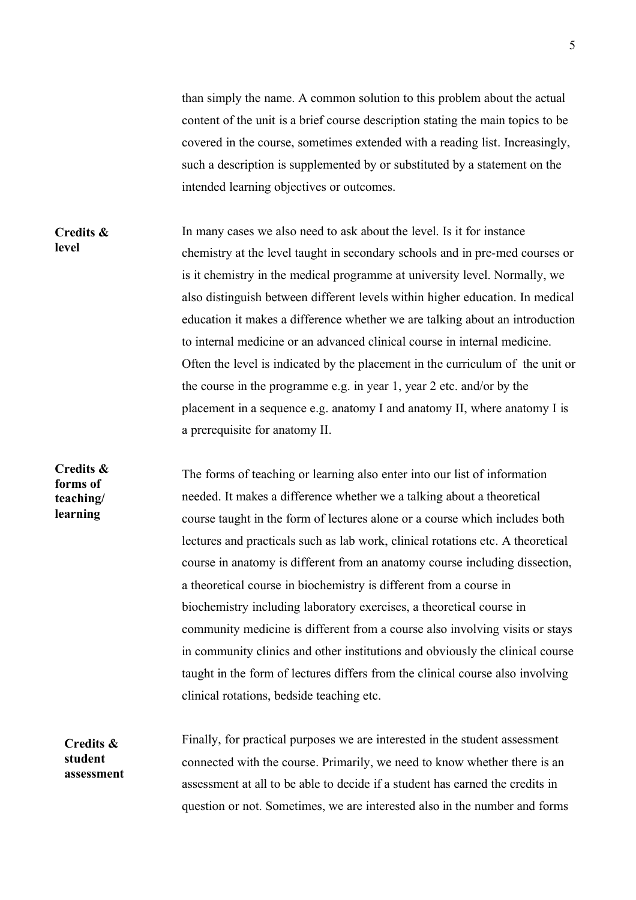than simply the name. A common solution to this problem about the actual content of the unit is a brief course description stating the main topics to be covered in the course, sometimes extended with a reading list. Increasingly, such a description is supplemented by or substituted by a statement on the intended learning objectives or outcomes.

**Credits & level**

In many cases we also need to ask about the level. Is it for instance chemistry at the level taught in secondary schools and in pre-med courses or is it chemistry in the medical programme at university level. Normally, we also distinguish between different levels within higher education. In medical education it makes a difference whether we are talking about an introduction to internal medicine or an advanced clinical course in internal medicine. Often the level is indicated by the placement in the curriculum of the unit or the course in the programme e.g. in year 1, year 2 etc. and/or by the placement in a sequence e.g. anatomy I and anatomy II, where anatomy I is a prerequisite for anatomy II.

**Credits & forms of teaching/ learning**

The forms of teaching or learning also enter into our list of information needed. It makes a difference whether we a talking about a theoretical course taught in the form of lectures alone or a course which includes both lectures and practicals such as lab work, clinical rotations etc. A theoretical course in anatomy is different from an anatomy course including dissection, a theoretical course in biochemistry is different from a course in biochemistry including laboratory exercises, a theoretical course in community medicine is different from a course also involving visits or stays in community clinics and other institutions and obviously the clinical course taught in the form of lectures differs from the clinical course also involving clinical rotations, bedside teaching etc.

**Credits & student assessment**

Finally, for practical purposes we are interested in the student assessment connected with the course. Primarily, we need to know whether there is an assessment at all to be able to decide if a student has earned the credits in question or not. Sometimes, we are interested also in the number and forms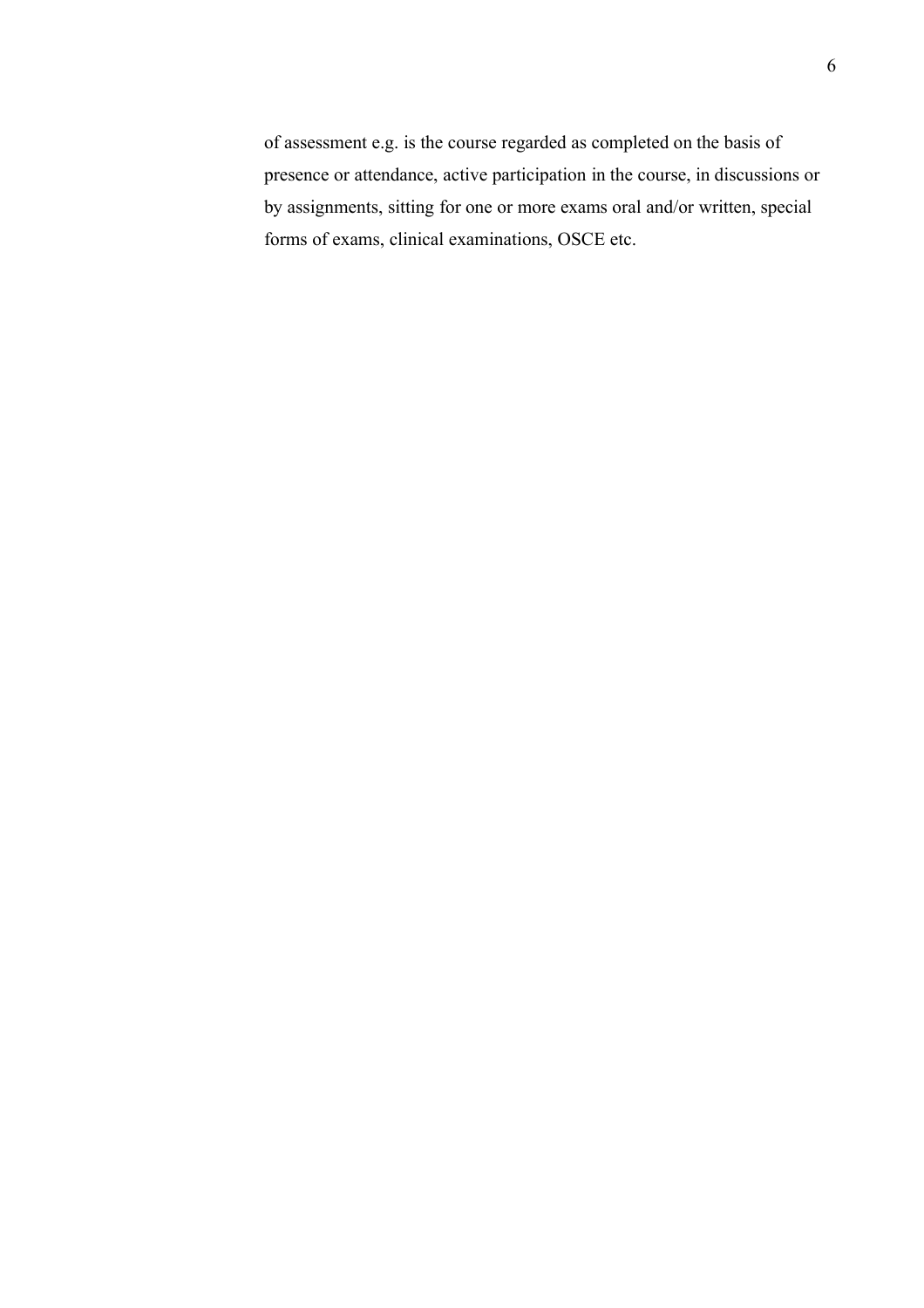of assessment e.g. is the course regarded as completed on the basis of presence or attendance, active participation in the course, in discussions or by assignments, sitting for one or more exams oral and/or written, special forms of exams, clinical examinations, OSCE etc.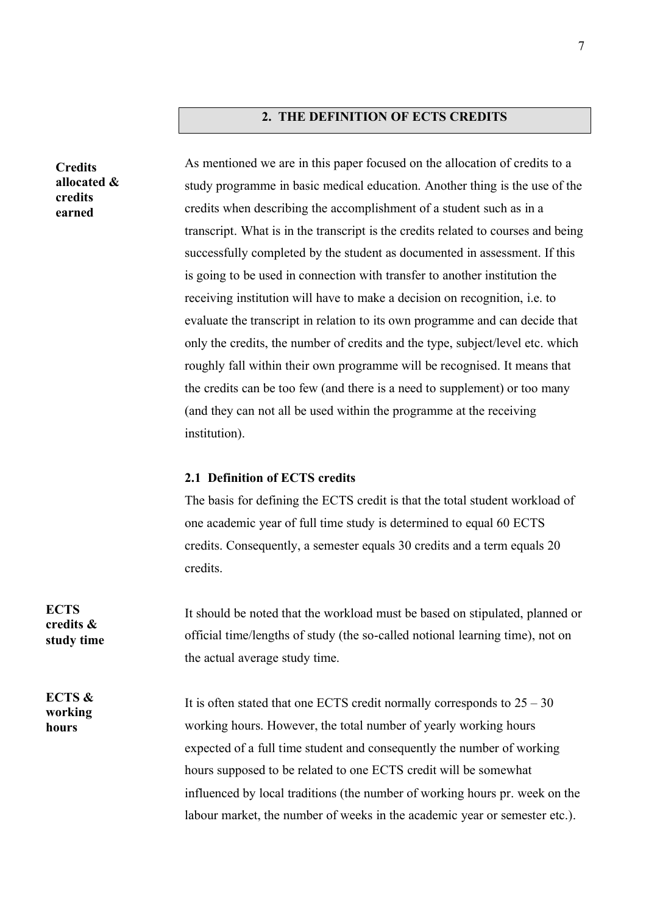## 2. THE DEFINITION OF ECTS CREDITS

**Credits allocated & credits earned**

As mentioned we are in this paper focused on the allocation of credits to a study programme in basic medical education. Another thing is the use of the credits when describing the accomplishment of a student such as in a transcript. What is in the transcript is the credits related to courses and being successfully completed by the student as documented in assessment. If this is going to be used in connection with transfer to another institution the receiving institution will have to make a decision on recognition, i.e. to evaluate the transcript in relation to its own programme and can decide that only the credits, the number of credits and the type, subject/level etc. which roughly fall within their own programme will be recognised. It means that the credits can be too few (and there is a need to supplement) or too many (and they can not all be used within the programme at the receiving institution).

### 2.1 Definition of ECTS credits

The basis for defining the ECTS credit is that the total student workload of one academic year of full time study is determined to equal 60 ECTS credits. Consequently, a semester equals 30 credits and a term equals 20 credits.

**ECTS credits & study time**

It should be noted that the workload must be based on stipulated, planned or official time/lengths of study (the so-called notional learning time), not on the actual average study time.

**ECTS & working hours**

It is often stated that one ECTS credit normally corresponds to 25 – 30 working hours. However, the total number of yearly working hours expected of a full time student and consequently the number of working hours supposed to be related to one ECTS credit will be somewhat influenced by local traditions (the number of working hours pr. week on the labour market, the number of weeks in the academic year or semester etc.).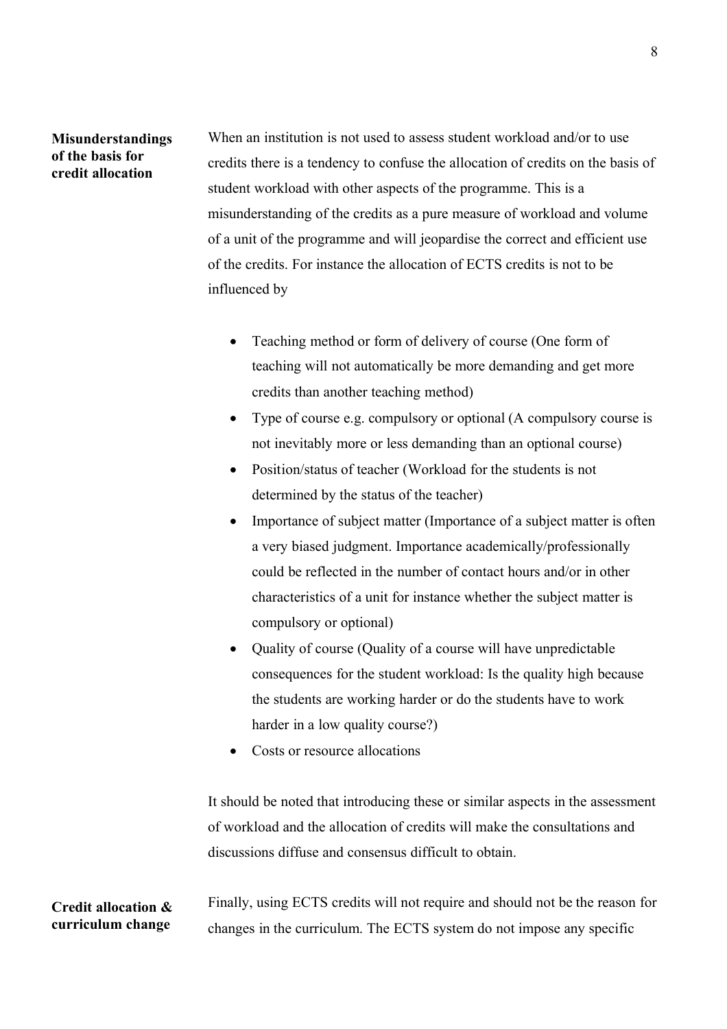**Misunderstandings of the basis for credit allocation**

When an institution is not used to assess student workload and/or to use credits there is a tendency to confuse the allocation of credits on the basis of student workload with other aspects of the programme. This is a misunderstanding of the credits as a pure measure of workload and volume of a unit of the programme and will jeopardise the correct and efficient use of the credits. For instance the allocation of ECTS credits is not to be influenced by

- Teaching method or form of delivery of course (One form of teaching will not automatically be more demanding and get more credits than another teaching method)
- Type of course e.g. compulsory or optional (A compulsory course is not inevitably more or less demanding than an optional course)
- Position/status of teacher (Workload for the students is not determined by the status of the teacher)
- Importance of subject matter (Importance of a subject matter is often a very biased judgment. Importance academically/professionally could be reflected in the number of contact hours and/or in other characteristics of a unit for instance whether the subject matter is compulsory or optional)
- Quality of course (Quality of a course will have unpredictable consequences for the student workload: Is the quality high because the students are working harder or do the students have to work harder in a low quality course?)
- Costs or resource allocations

It should be noted that introducing these or similar aspects in the assessment of workload and the allocation of credits will make the consultations and discussions diffuse and consensus difficult to obtain.

**Credit allocation & curriculum change**

Finally, using ECTS credits will not require and should not be the reason for changes in the curriculum. The ECTS system do not impose any specific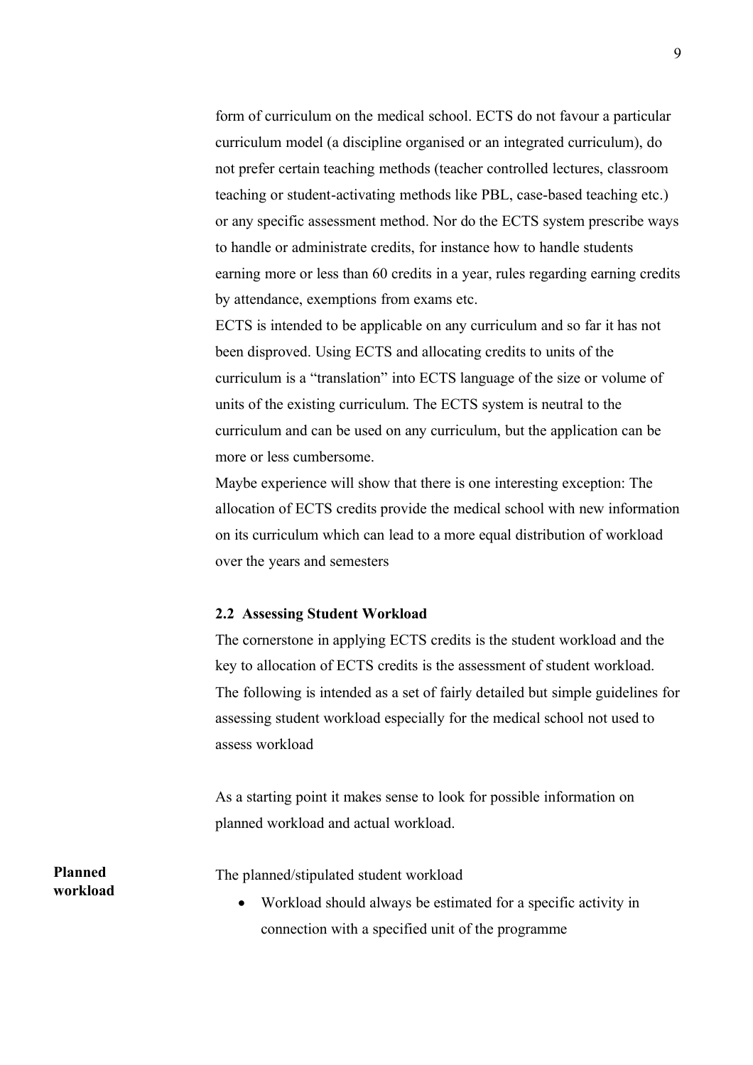form of curriculum on the medical school. ECTS do not favour a particular curriculum model (a discipline organised or an integrated curriculum), do not prefer certain teaching methods (teacher controlled lectures, classroom teaching or student-activating methods like PBL, case-based teaching etc.) or any specific assessment method. Nor do the ECTS system prescribe ways to handle or administrate credits, for instance how to handle students earning more or less than 60 credits in a year, rules regarding earning credits by attendance, exemptions from exams etc.

ECTS is intended to be applicable on any curriculum and so far it has not been disproved. Using ECTS and allocating credits to units of the curriculum is a "translation" into ECTS language of the size or volume of units of the existing curriculum. The ECTS system is neutral to the curriculum and can be used on any curriculum, but the application can be more or less cumbersome.

Maybe experience will show that there is one interesting exception: The allocation of ECTS credits provide the medical school with new information on its curriculum which can lead to a more equal distribution of workload over the years and semesters

### 2.2 Assessing Student Workload

The cornerstone in applying ECTS credits is the student workload and the key to allocation of ECTS credits is the assessment of student workload. The following is intended as a set of fairly detailed but simple guidelines for assessing student workload especially for the medical school not used to assess workload

As a starting point it makes sense to look for possible information on planned workload and actual workload.

**Planned workload**

The planned/stipulated student workload

- Workload should always be estimated for a specific activity in connection with a specified unit of the programme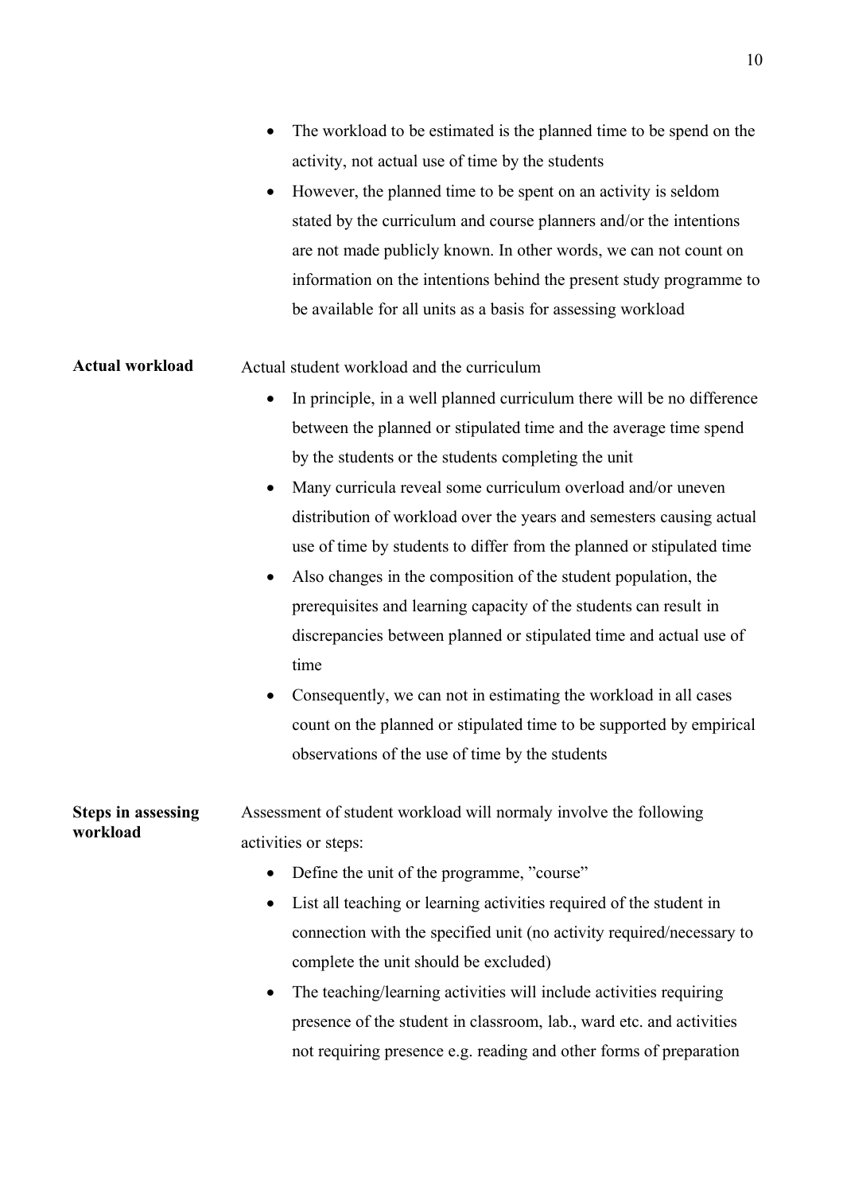- The workload to be estimated is the planned time to be spend on the activity, not actual use of time by the students
- However, the planned time to be spent on an activity is seldom stated by the curriculum and course planners and/or the intentions are not made publicly known. In other words, we can not count on information on the intentions behind the present study programme to be available for all units as a basis for assessing workload

**Actual workload**

Actual student workload and the curriculum

- In principle, in a well planned curriculum there will be no difference between the planned or stipulated time and the average time spend by the students or the students completing the unit
- Many curricula reveal some curriculum overload and/or uneven distribution of workload over the years and semesters causing actual use of time by students to differ from the planned or stipulated time
- Also changes in the composition of the student population, the prerequisites and learning capacity of the students can result in discrepancies between planned or stipulated time and actual use of time
- Consequently, we can not in estimating the workload in all cases count on the planned or stipulated time to be supported by empirical observations of the use of time by the students

**Steps in assessing workload**

Assessment of student workload will normaly involve the following activities or steps:

- Define the unit of the programme, ”course”
- List all teaching or learning activities required of the student in connection with the specified unit (no activity required/necessary to complete the unit should be excluded)
- The teaching/learning activities will include activities requiring presence of the student in classroom, lab., ward etc. and activities not requiring presence e.g. reading and other forms of preparation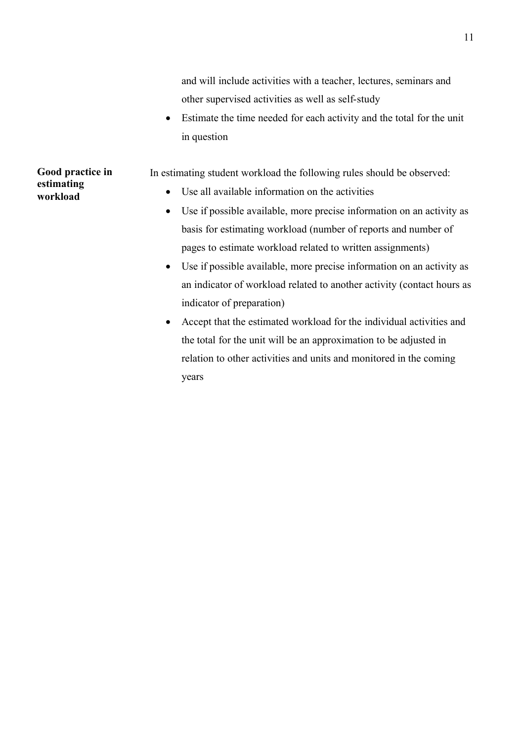and will include activities with a teacher, lectures, seminars and other supervised activities as well as self-study

- Estimate the time needed for each activity and the total for the unit in question

**Good practice in estimating workload**

In estimating student workload the following rules should be observed:

- Use all available information on the activities
- Use if possible available, more precise information on an activity as basis for estimating workload (number of reports and number of pages to estimate workload related to written assignments)
- Use if possible available, more precise information on an activity as an indicator of workload related to another activity (contact hours as indicator of preparation)
- Accept that the estimated workload for the individual activities and the total for the unit will be an approximation to be adjusted in relation to other activities and units and monitored in the coming years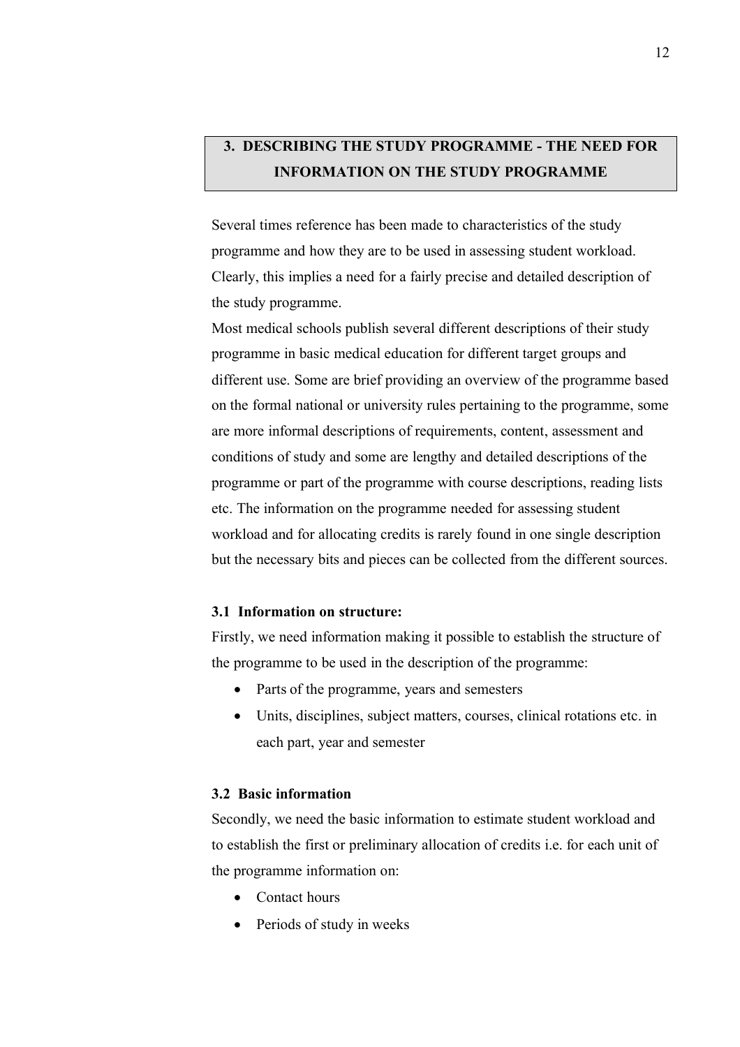## 3. DESCRIBING THE STUDY PROGRAMME - THE NEED FOR INFORMATION ON THE STUDY PROGRAMME

Several times reference has been made to characteristics of the study programme and how they are to be used in assessing student workload. Clearly, this implies a need for a fairly precise and detailed description of the study programme.

Most medical schools publish several different descriptions of their study programme in basic medical education for different target groups and different use. Some are brief providing an overview of the programme based on the formal national or university rules pertaining to the programme, some are more informal descriptions of requirements, content, assessment and conditions of study and some are lengthy and detailed descriptions of the programme or part of the programme with course descriptions, reading lists etc. The information on the programme needed for assessing student workload and for allocating credits is rarely found in one single description but the necessary bits and pieces can be collected from the different sources.

### 3.1 Information on structure:

Firstly, we need information making it possible to establish the structure of the programme to be used in the description of the programme:

- Parts of the programme, years and semesters
- Units, disciplines, subject matters, courses, clinical rotations etc. in each part, year and semester

### 3.2 Basic information

Secondly, we need the basic information to estimate student workload and to establish the first or preliminary allocation of credits i.e. for each unit of the programme information on:

- Contact hours
- Periods of study in weeks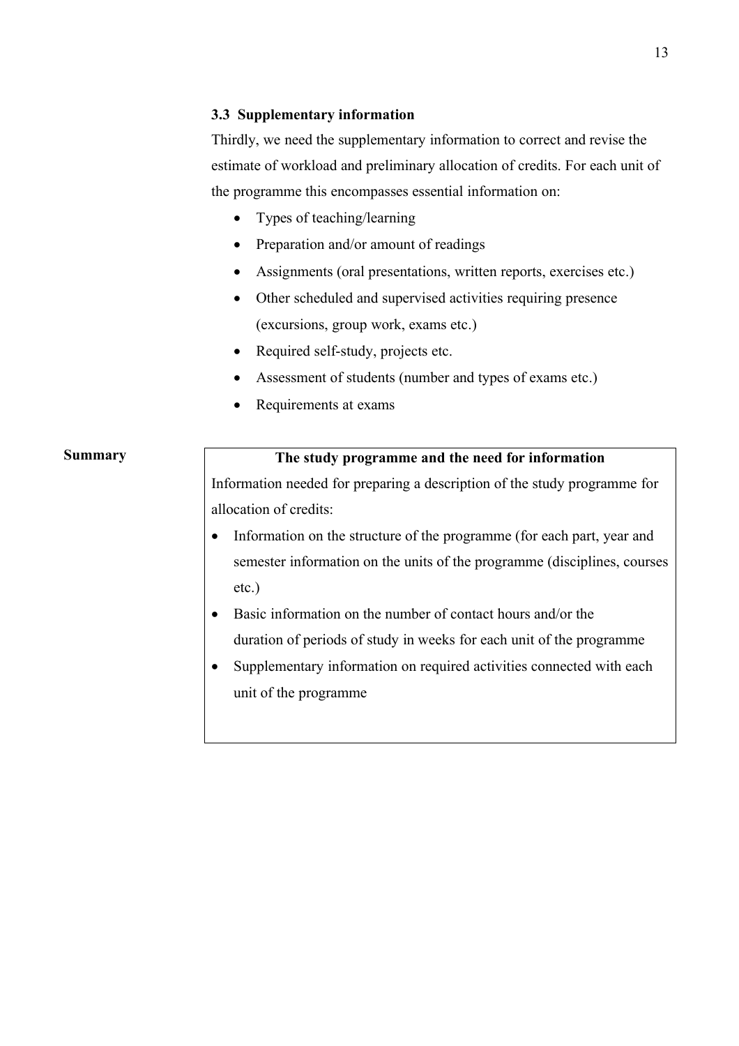### 3.3 Supplementary information

Thirdly, we need the supplementary information to correct and revise the estimate of workload and preliminary allocation of credits. For each unit of the programme this encompasses essential information on:

- Types of teaching/learning
- Preparation and/or amount of readings
- Assignments (oral presentations, written reports, exercises etc.)
- Other scheduled and supervised activities requiring presence (excursions, group work, exams etc.)
- Required self-study, projects etc.
- Assessment of students (number and types of exams etc.)
- Requirements at exams

**Summary**

**The study programme and the need for information**

Information needed for preparing a description of the study programme for allocation of credits:

- Information on the structure of the programme (for each part, year and semester information on the units of the programme (disciplines, courses etc.)
- Basic information on the number of contact hours and/or the duration of periods of study in weeks for each unit of the programme
- Supplementary information on required activities connected with each unit of the programme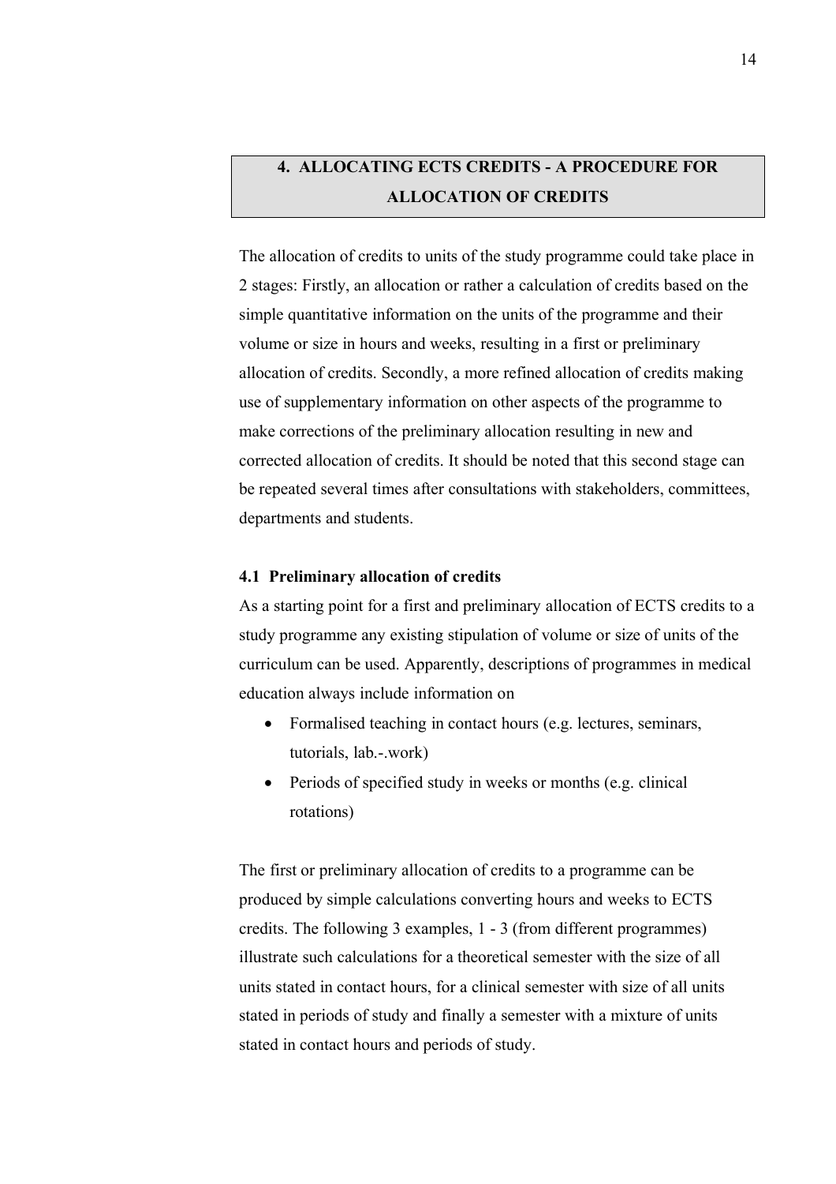# 4. ALLOCATING ECTS CREDITS - A PROCEDURE FOR ALLOCATION OF CREDITS

The allocation of credits to units of the study programme could take place in 2 stages: Firstly, an allocation or rather a calculation of credits based on the simple quantitative information on the units of the programme and their volume or size in hours and weeks, resulting in a first or preliminary allocation of credits. Secondly, a more refined allocation of credits making use of supplementary information on other aspects of the programme to make corrections of the preliminary allocation resulting in new and corrected allocation of credits. It should be noted that this second stage can be repeated several times after consultations with stakeholders, committees, departments and students.

## 4.1 Preliminary allocation of credits

As a starting point for a first and preliminary allocation of ECTS credits to a study programme any existing stipulation of volume or size of units of the curriculum can be used. Apparently, descriptions of programmes in medical education always include information on

- Formalised teaching in contact hours (e.g. lectures, seminars, tutorials, lab.-.work)
- Periods of specified study in weeks or months (e.g. clinical rotations)

The first or preliminary allocation of credits to a programme can be produced by simple calculations converting hours and weeks to ECTS credits. The following 3 examples, 1 - 3 (from different programmes) illustrate such calculations for a theoretical semester with the size of all units stated in contact hours, for a clinical semester with size of all units stated in periods of study and finally a semester with a mixture of units stated in contact hours and periods of study.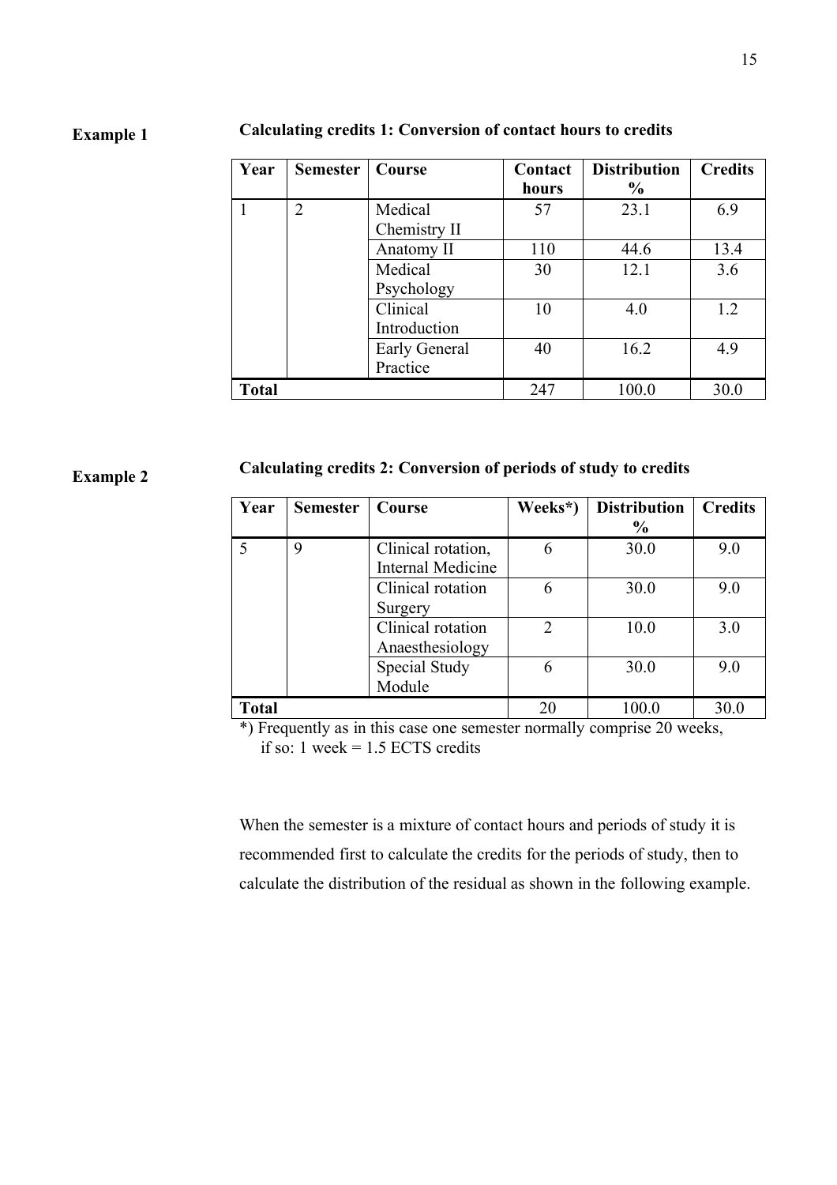**Example 1**

**Calculating credits 1: Conversion of contact hours to credits**

| Year | Semester | Course | Contact hours | Distribution % | Credits |
|---|---|---|---|---|---|
| 1 | 2 | Medical Chemistry II | 57 | 23.1 | 6.9 |
| | | Anatomy II | 110 | 44.6 | 13.4 |
| | | Medical Psychology | 30 | 12.1 | 3.6 |
| | | Clinical Introduction | 10 | 4.0 | 1.2 |
| | | Early General Practice | 40 | 16.2 | 4.9 |
| **Total** | | | 247 | 100.0 | 30.0 |

**Example 2**

**Calculating credits 2: Conversion of periods of study to credits**

| Year | Semester | Course | Weeks*) | Distribution % | Credits |
|---|---|---|---|---|---|
| 5 | 9 | Clinical rotation, Internal Medicine | 6 | 30.0 | 9.0 |
| | | Clinical rotation Surgery | 6 | 30.0 | 9.0 |
| | | Clinical rotation Anaesthesiology | 2 | 10.0 | 3.0 |
| | | Special Study Module | 6 | 30.0 | 9.0 |
| **Total** | | | 20 | 100.0 | 30.0 |

*) Frequently as in this case one semester normally comprise 20 weeks, if so: 1 week = 1.5 ECTS credits

When the semester is a mixture of contact hours and periods of study it is recommended first to calculate the credits for the periods of study, then to calculate the distribution of the residual as shown in the following example.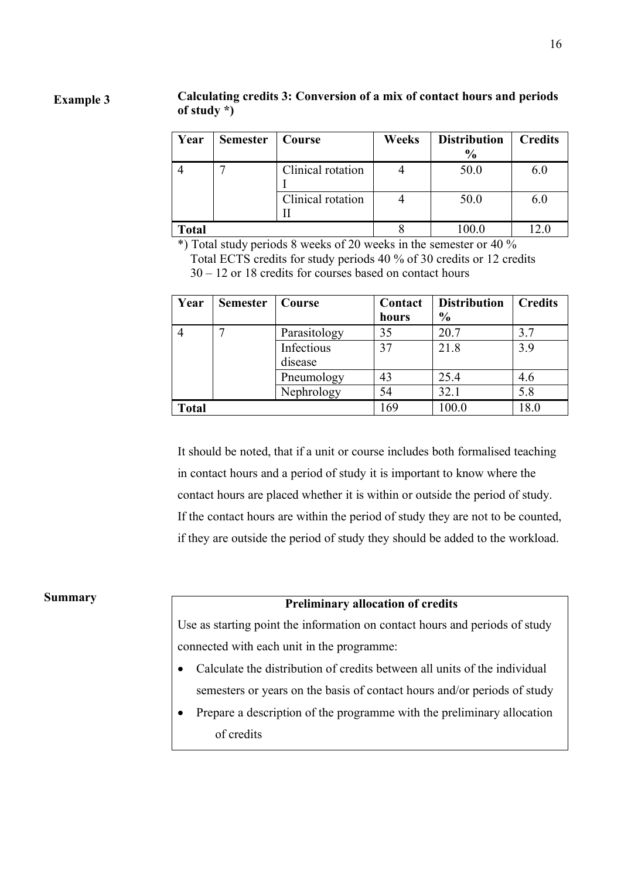**Example 3**

**Calculating credits 3: Conversion of a mix of contact hours and periods of study \*)**

| Year | Semester | Course | Weeks | Distribution % | Credits |
|---|---|---|---|---|---|
| 4 | 7 | Clinical rotation I | 4 | 50.0 | 6.0 |
| | | Clinical rotation II | 4 | 50.0 | 6.0 |
| **Total** | | | 8 | 100.0 | 12.0 |

\*) Total study periods 8 weeks of 20 weeks in the semester or 40 %
Total ECTS credits for study periods 40 % of 30 credits or 12 credits
30 – 12 or 18 credits for courses based on contact hours

| Year | Semester | Course | Contact hours | Distribution % | Credits |
|---|---|---|---|---|---|
| 4 | 7 | Parasitology | 35 | 20.7 | 3.7 |
| | | Infectious disease | 37 | 21.8 | 3.9 |
| | | Pneumology | 43 | 25.4 | 4.6 |
| | | Nephrology | 54 | 32.1 | 5.8 |
| **Total** | | | 169 | 100.0 | 18.0 |

It should be noted, that if a unit or course includes both formalised teaching in contact hours and a period of study it is important to know where the contact hours are placed whether it is within or outside the period of study. If the contact hours are within the period of study they are not to be counted, if they are outside the period of study they should be added to the workload.

**Summary**

**Preliminary allocation of credits**

Use as starting point the information on contact hours and periods of study connected with each unit in the programme:

- Calculate the distribution of credits between all units of the individual semesters or years on the basis of contact hours and/or periods of study
- Prepare a description of the programme with the preliminary allocation of credits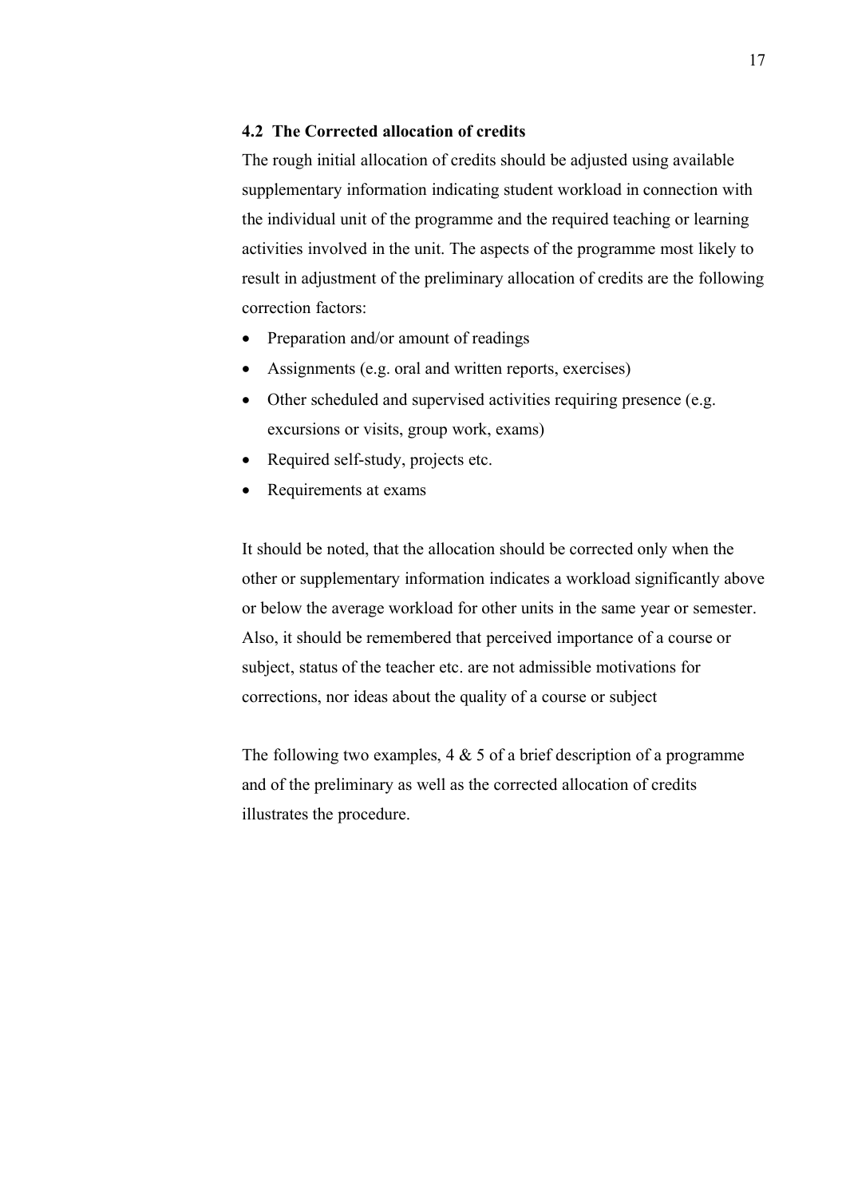### 4.2 The Corrected allocation of credits

The rough initial allocation of credits should be adjusted using available supplementary information indicating student workload in connection with the individual unit of the programme and the required teaching or learning activities involved in the unit. The aspects of the programme most likely to result in adjustment of the preliminary allocation of credits are the following correction factors:

- Preparation and/or amount of readings
- Assignments (e.g. oral and written reports, exercises)
- Other scheduled and supervised activities requiring presence (e.g. excursions or visits, group work, exams)
- Required self-study, projects etc.
- Requirements at exams

It should be noted, that the allocation should be corrected only when the other or supplementary information indicates a workload significantly above or below the average workload for other units in the same year or semester. Also, it should be remembered that perceived importance of a course or subject, status of the teacher etc. are not admissible motivations for corrections, nor ideas about the quality of a course or subject

The following two examples, 4 & 5 of a brief description of a programme and of the preliminary as well as the corrected allocation of credits illustrates the procedure.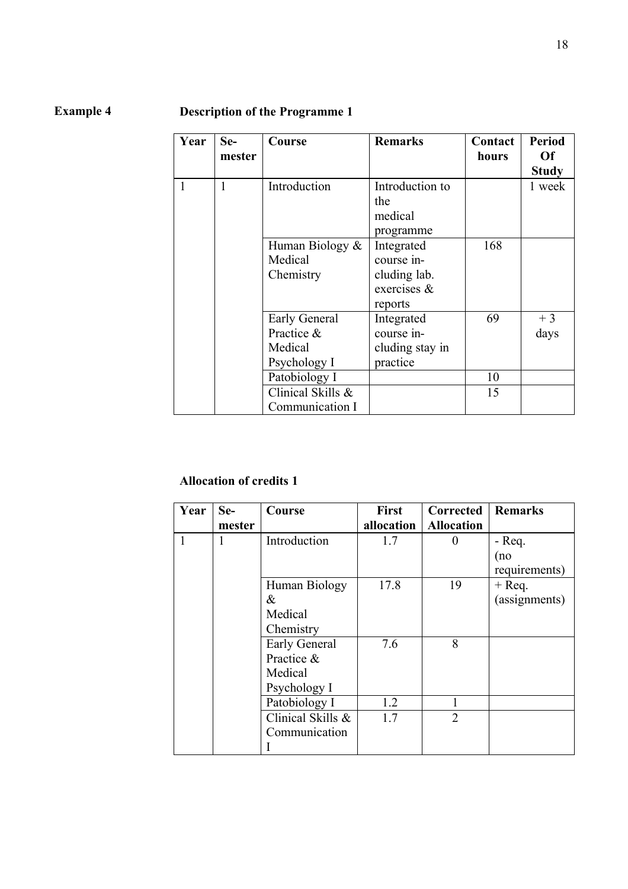**Example 4** **Description of the Programme 1**

| Year | Se-mester | Course | Remarks | Contact hours | Period Of Study |
|---|---|---|---|---|---|
| 1 | 1 | Introduction | Introduction to the medical programme | | 1 week |
| | | Human Biology & Medical Chemistry | Integrated course in-cluding lab. exercises & reports | 168 | |
| | | Early General Practice & Medical Psychology I | Integrated course in-cluding stay in practice | 69 | + 3 days |
| | | Patobiology I | | 10 | |
| | | Clinical Skills & Communication I | | 15 | |

**Allocation of credits 1**

| Year | Se-mester | Course | First allocation | Corrected Allocation | Remarks |
|---|---|---|---|---|---|
| 1 | 1 | Introduction | 1.7 | 0 | - Req. (no requirements) |
| | | Human Biology & Medical Chemistry | 17.8 | 19 | + Req. (assignments) |
| | | Early General Practice & Medical Psychology I | 7.6 | 8 | |
| | | Patobiology I | 1.2 | 1 | |
| | | Clinical Skills & Communication I | 1.7 | 2 | |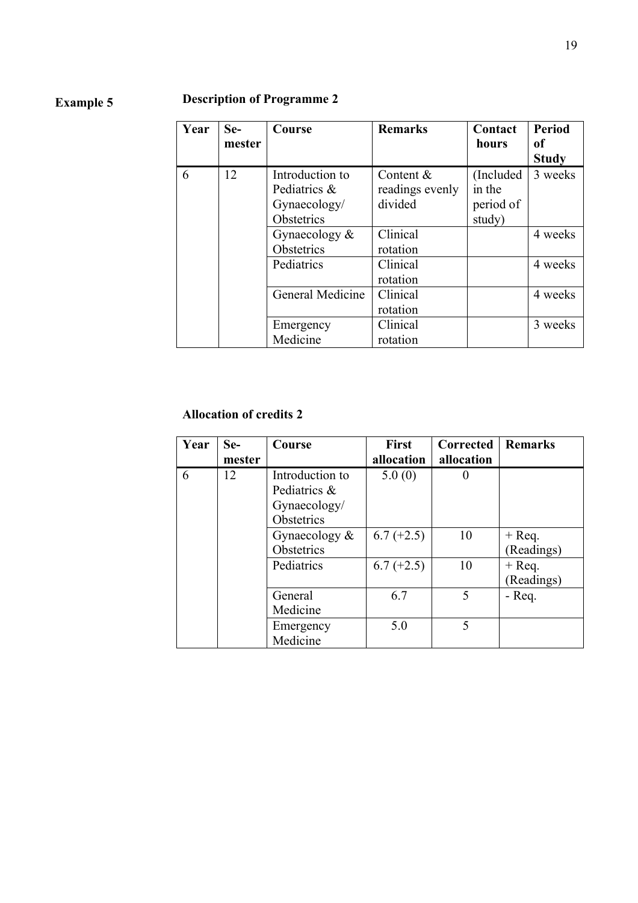**Example 5**

### Description of Programme 2

| Year | Se-mester | Course | Remarks | Contact hours | Period of Study |
|---|---|---|---|---|---|
| 6 | 12 | Introduction to Pediatrics & Gynaecology/ Obstetrics | Content & readings evenly divided | (Included in the period of study) | 3 weeks |
| | | Gynaecology & Obstetrics | Clinical rotation | | 4 weeks |
| | | Pediatrics | Clinical rotation | | 4 weeks |
| | | General Medicine | Clinical rotation | | 4 weeks |
| | | Emergency Medicine | Clinical rotation | | 3 weeks |

### Allocation of credits 2

| Year | Se-mester | Course | First allocation | Corrected allocation | Remarks |
|---|---|---|---|---|---|
| 6 | 12 | Introduction to Pediatrics & Gynaecology/ Obstetrics | 5.0 (0) | 0 | |
| | | Gynaecology & Obstetrics | 6.7 (+2.5) | 10 | + Req. (Readings) |
| | | Pediatrics | 6.7 (+2.5) | 10 | + Req. (Readings) |
| | | General Medicine | 6.7 | 5 | - Req. |
| | | Emergency Medicine | 5.0 | 5 | |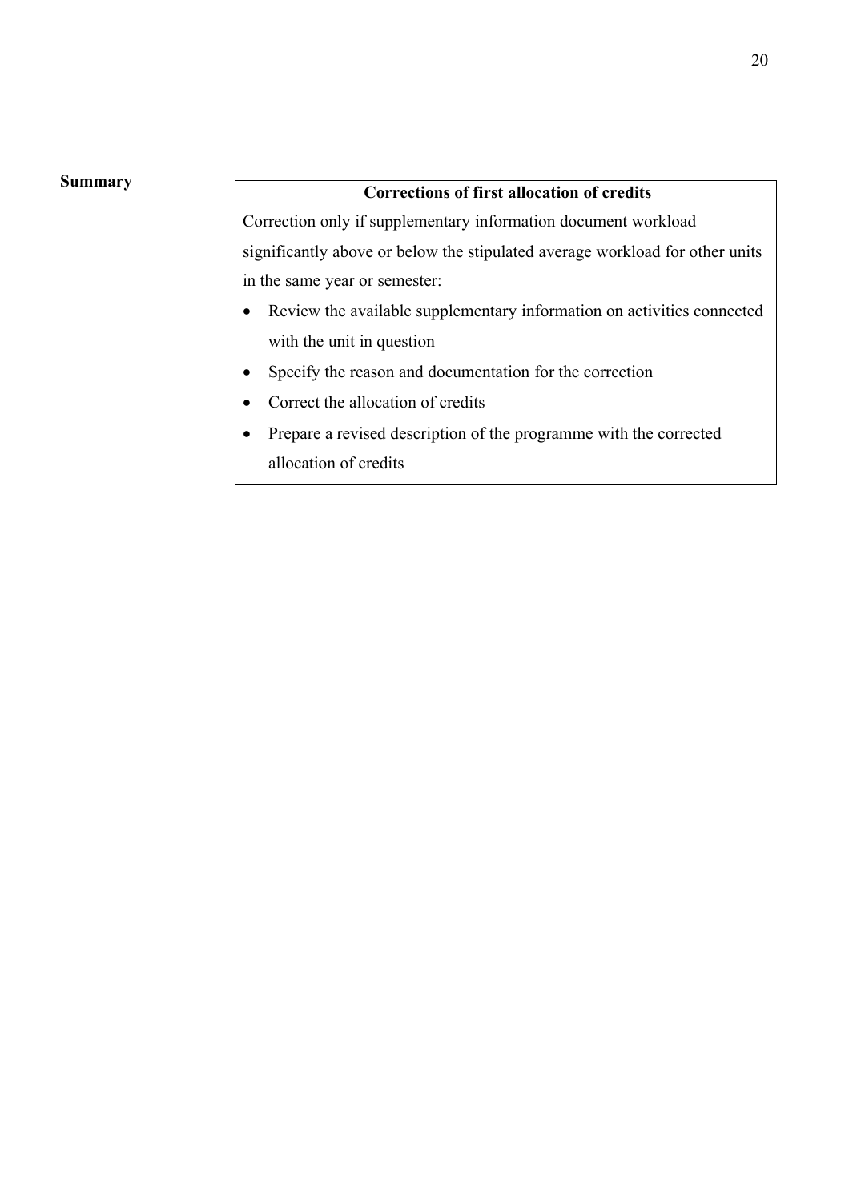**Summary**

**Corrections of first allocation of credits**

Correction only if supplementary information document workload significantly above or below the stipulated average workload for other units in the same year or semester:

- Review the available supplementary information on activities connected with the unit in question
- Specify the reason and documentation for the correction
- Correct the allocation of credits
- Prepare a revised description of the programme with the corrected allocation of credits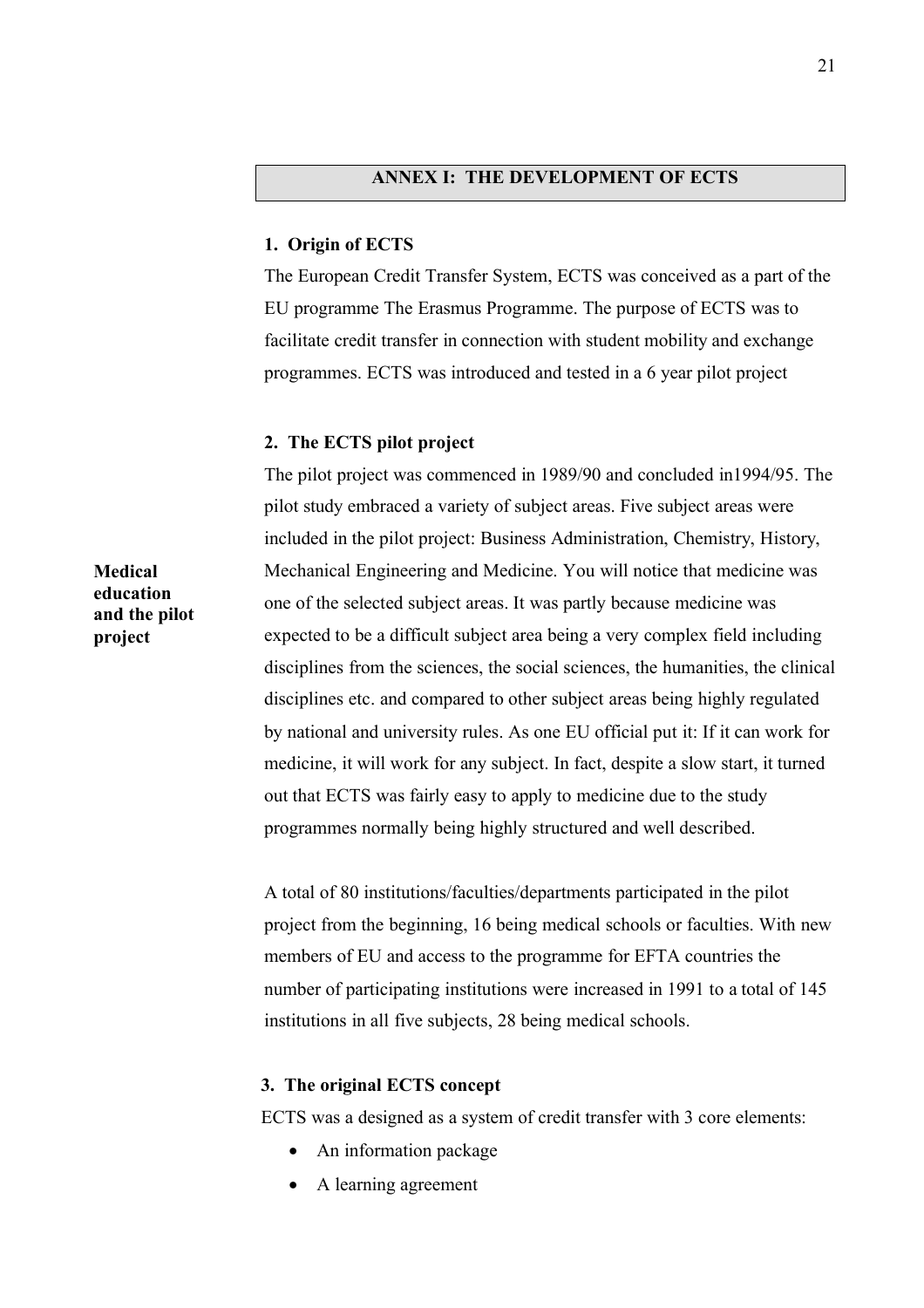## ANNEX I: THE DEVELOPMENT OF ECTS

### 1. Origin of ECTS

The European Credit Transfer System, ECTS was conceived as a part of the EU programme The Erasmus Programme. The purpose of ECTS was to facilitate credit transfer in connection with student mobility and exchange programmes. ECTS was introduced and tested in a 6 year pilot project

### 2. The ECTS pilot project

**Medical education and the pilot project**

The pilot project was commenced in 1989/90 and concluded in1994/95. The pilot study embraced a variety of subject areas. Five subject areas were included in the pilot project: Business Administration, Chemistry, History, Mechanical Engineering and Medicine. You will notice that medicine was one of the selected subject areas. It was partly because medicine was expected to be a difficult subject area being a very complex field including disciplines from the sciences, the social sciences, the humanities, the clinical disciplines etc. and compared to other subject areas being highly regulated by national and university rules. As one EU official put it: If it can work for medicine, it will work for any subject. In fact, despite a slow start, it turned out that ECTS was fairly easy to apply to medicine due to the study programmes normally being highly structured and well described.

A total of 80 institutions/faculties/departments participated in the pilot project from the beginning, 16 being medical schools or faculties. With new members of EU and access to the programme for EFTA countries the number of participating institutions were increased in 1991 to a total of 145 institutions in all five subjects, 28 being medical schools.

### 3. The original ECTS concept

ECTS was a designed as a system of credit transfer with 3 core elements:

- An information package
- A learning agreement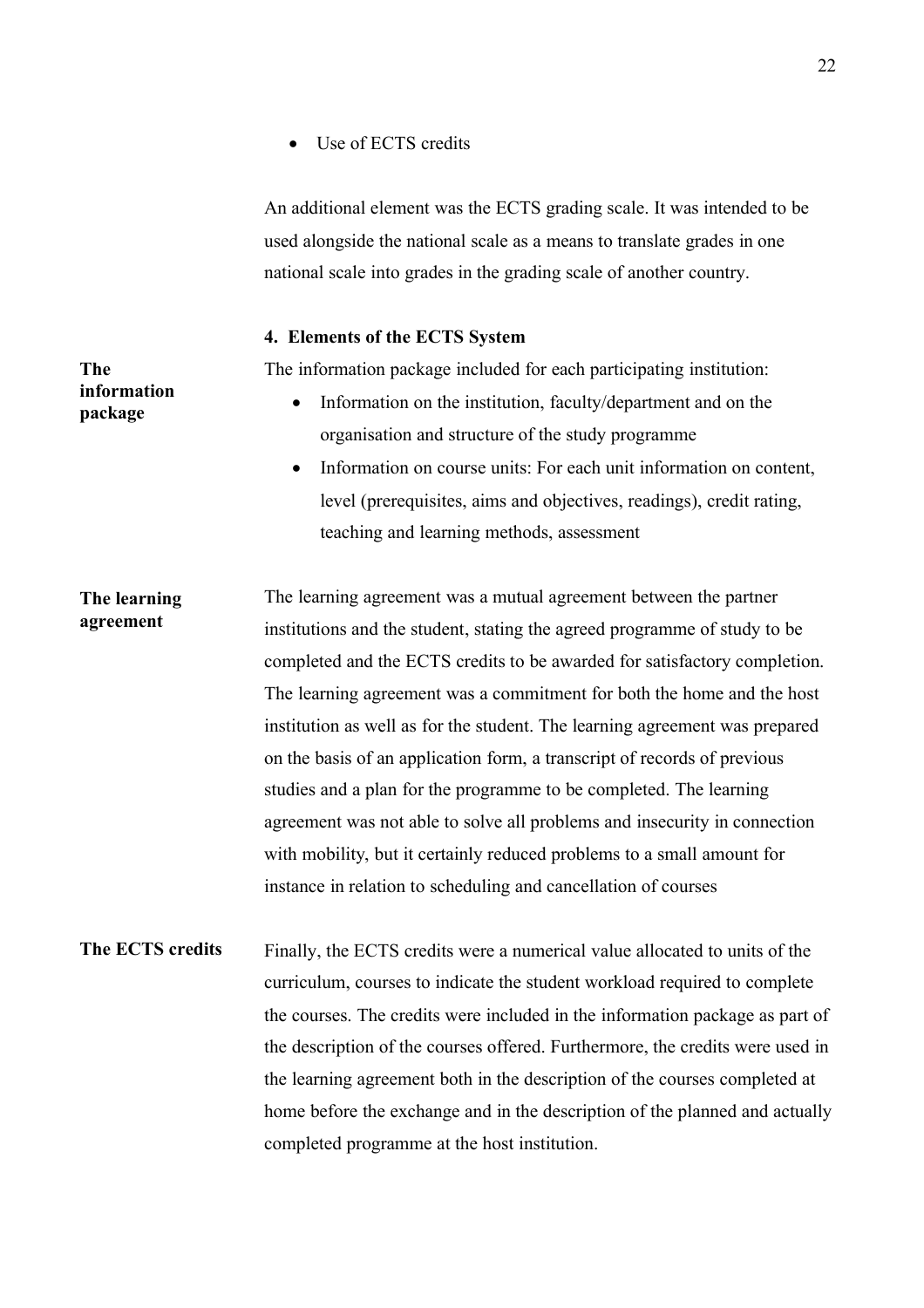- Use of ECTS credits

An additional element was the ECTS grading scale. It was intended to be used alongside the national scale as a means to translate grades in one national scale into grades in the grading scale of another country.

#### 4. Elements of the ECTS System

**The information package**

The information package included for each participating institution:

- Information on the institution, faculty/department and on the organisation and structure of the study programme
- Information on course units: For each unit information on content, level (prerequisites, aims and objectives, readings), credit rating, teaching and learning methods, assessment

**The learning agreement**

The learning agreement was a mutual agreement between the partner institutions and the student, stating the agreed programme of study to be completed and the ECTS credits to be awarded for satisfactory completion. The learning agreement was a commitment for both the home and the host institution as well as for the student. The learning agreement was prepared on the basis of an application form, a transcript of records of previous studies and a plan for the programme to be completed. The learning agreement was not able to solve all problems and insecurity in connection with mobility, but it certainly reduced problems to a small amount for instance in relation to scheduling and cancellation of courses

**The ECTS credits**

Finally, the ECTS credits were a numerical value allocated to units of the curriculum, courses to indicate the student workload required to complete the courses. The credits were included in the information package as part of the description of the courses offered. Furthermore, the credits were used in the learning agreement both in the description of the courses completed at home before the exchange and in the description of the planned and actually completed programme at the host institution.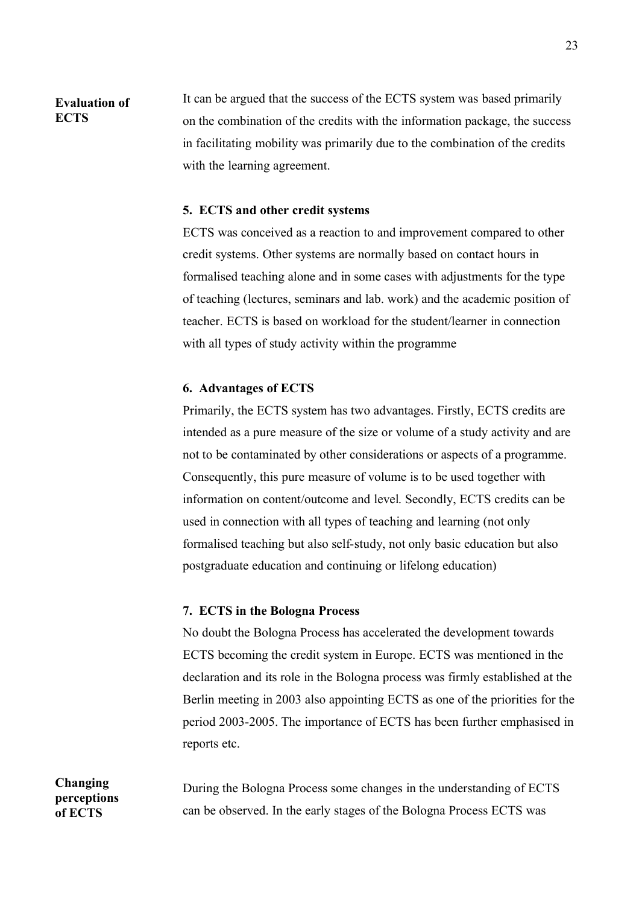**Evaluation of ECTS**

It can be argued that the success of the ECTS system was based primarily on the combination of the credits with the information package, the success in facilitating mobility was primarily due to the combination of the credits with the learning agreement.

### 5. ECTS and other credit systems

ECTS was conceived as a reaction to and improvement compared to other credit systems. Other systems are normally based on contact hours in formalised teaching alone and in some cases with adjustments for the type of teaching (lectures, seminars and lab. work) and the academic position of teacher. ECTS is based on workload for the student/learner in connection with all types of study activity within the programme

### 6. Advantages of ECTS

Primarily, the ECTS system has two advantages. Firstly, ECTS credits are intended as a pure measure of the size or volume of a study activity and are not to be contaminated by other considerations or aspects of a programme. Consequently, this pure measure of volume is to be used together with information on content/outcome and level. Secondly, ECTS credits can be used in connection with all types of teaching and learning (not only formalised teaching but also self-study, not only basic education but also postgraduate education and continuing or lifelong education)

### 7. ECTS in the Bologna Process

No doubt the Bologna Process has accelerated the development towards ECTS becoming the credit system in Europe. ECTS was mentioned in the declaration and its role in the Bologna process was firmly established at the Berlin meeting in 2003 also appointing ECTS as one of the priorities for the period 2003-2005. The importance of ECTS has been further emphasised in reports etc.

**Changing perceptions of ECTS**

During the Bologna Process some changes in the understanding of ECTS can be observed. In the early stages of the Bologna Process ECTS was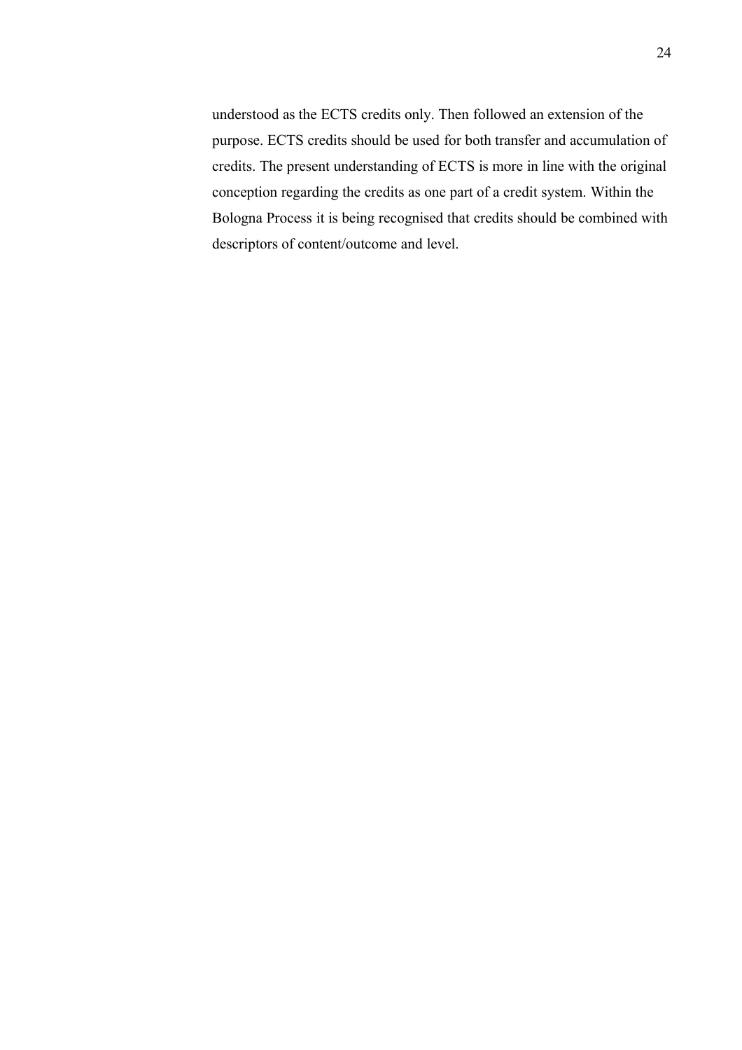understood as the ECTS credits only. Then followed an extension of the purpose. ECTS credits should be used for both transfer and accumulation of credits. The present understanding of ECTS is more in line with the original conception regarding the credits as one part of a credit system. Within the Bologna Process it is being recognised that credits should be combined with descriptors of content/outcome and level.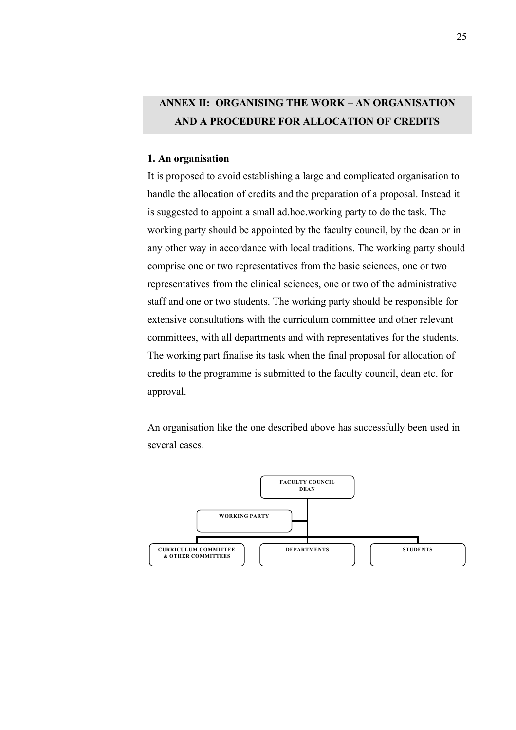## ANNEX II: ORGANISING THE WORK – AN ORGANISATION AND A PROCEDURE FOR ALLOCATION OF CREDITS

### 1. An organisation

It is proposed to avoid establishing a large and complicated organisation to handle the allocation of credits and the preparation of a proposal. Instead it is suggested to appoint a small ad.hoc.working party to do the task. The working party should be appointed by the faculty council, by the dean or in any other way in accordance with local traditions. The working party should comprise one or two representatives from the basic sciences, one or two representatives from the clinical sciences, one or two of the administrative staff and one or two students. The working party should be responsible for extensive consultations with the curriculum committee and other relevant committees, with all departments and with representatives for the students. The working part finalise its task when the final proposal for allocation of credits to the programme is submitted to the faculty council, dean etc. for approval.

An organisation like the one described above has successfully been used in several cases.

FACULTY COUNCIL
DEAN

WORKING PARTY

CURRICULUM COMMITTEE & OTHER COMMITTEES | DEPARTMENTS | STUDENTS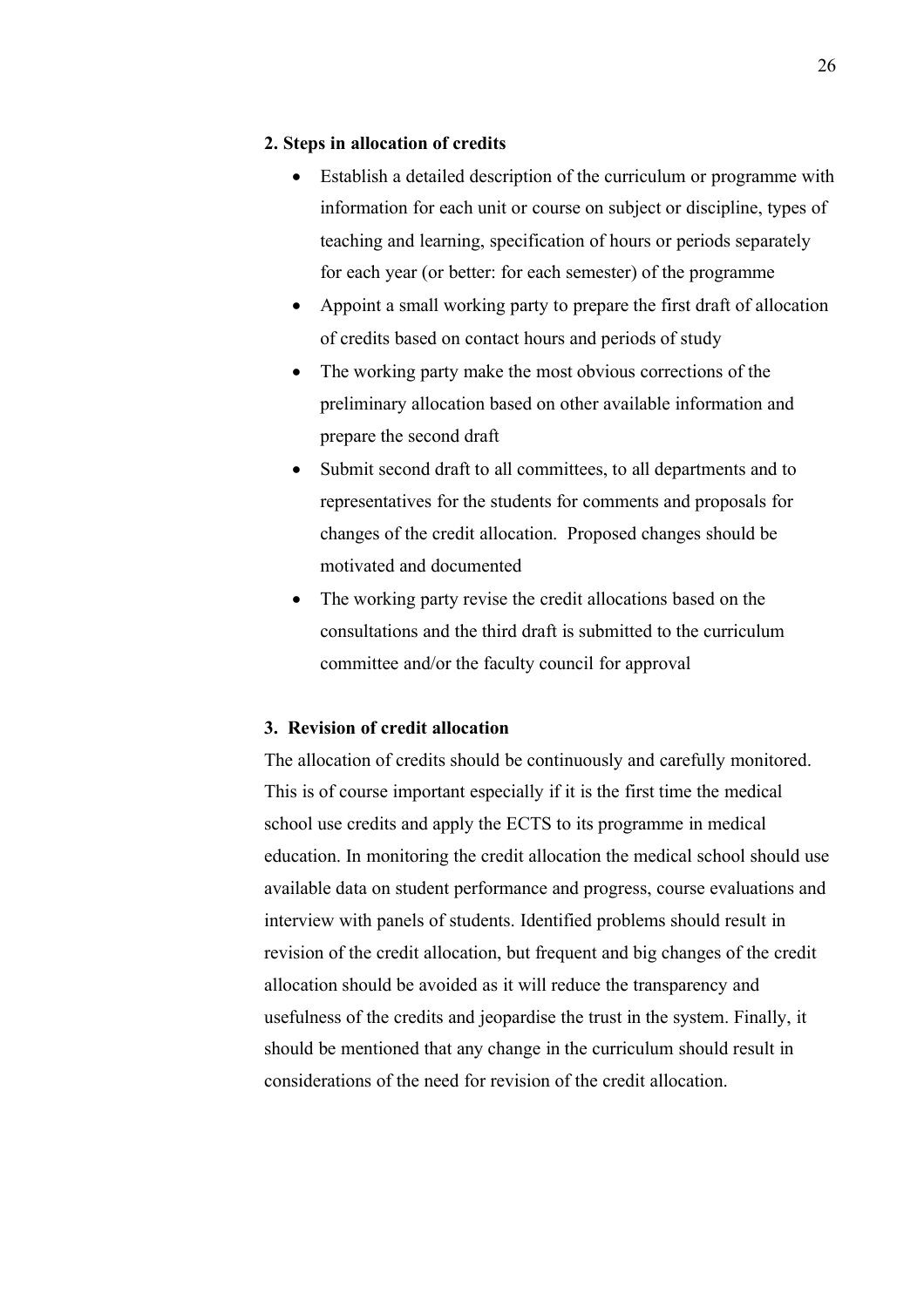**2. Steps in allocation of credits**

- Establish a detailed description of the curriculum or programme with information for each unit or course on subject or discipline, types of teaching and learning, specification of hours or periods separately for each year (or better: for each semester) of the programme
- Appoint a small working party to prepare the first draft of allocation of credits based on contact hours and periods of study
- The working party make the most obvious corrections of the preliminary allocation based on other available information and prepare the second draft
- Submit second draft to all committees, to all departments and to representatives for the students for comments and proposals for changes of the credit allocation. Proposed changes should be motivated and documented
- The working party revise the credit allocations based on the consultations and the third draft is submitted to the curriculum committee and/or the faculty council for approval

**3. Revision of credit allocation**

The allocation of credits should be continuously and carefully monitored. This is of course important especially if it is the first time the medical school use credits and apply the ECTS to its programme in medical education. In monitoring the credit allocation the medical school should use available data on student performance and progress, course evaluations and interview with panels of students. Identified problems should result in revision of the credit allocation, but frequent and big changes of the credit allocation should be avoided as it will reduce the transparency and usefulness of the credits and jeopardise the trust in the system. Finally, it should be mentioned that any change in the curriculum should result in considerations of the need for revision of the credit allocation.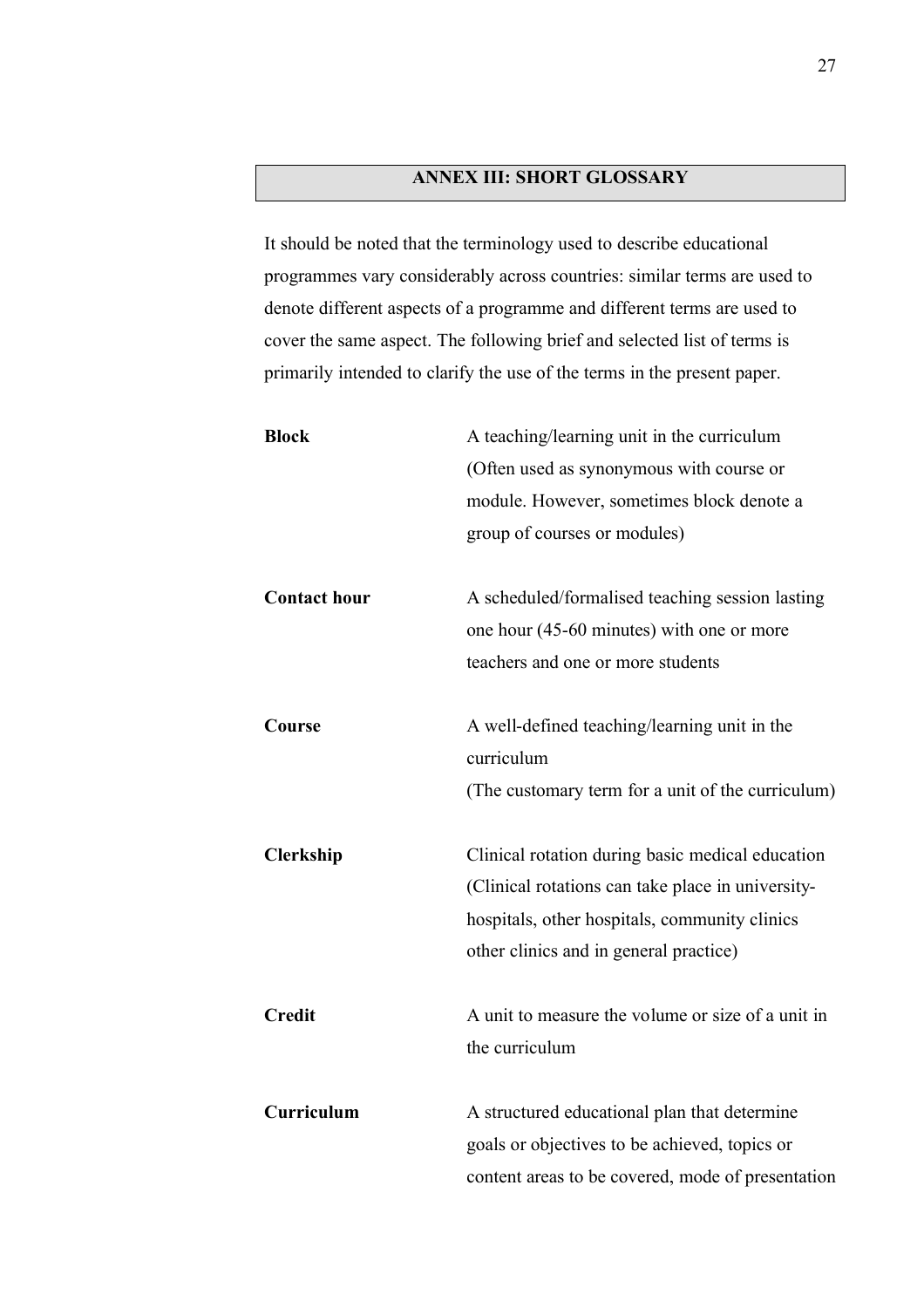## ANNEX III: SHORT GLOSSARY

It should be noted that the terminology used to describe educational programmes vary considerably across countries: similar terms are used to denote different aspects of a programme and different terms are used to cover the same aspect. The following brief and selected list of terms is primarily intended to clarify the use of the terms in the present paper.

**Block** — A teaching/learning unit in the curriculum (Often used as synonymous with course or module. However, sometimes block denote a group of courses or modules)

**Contact hour** — A scheduled/formalised teaching session lasting one hour (45-60 minutes) with one or more teachers and one or more students

**Course** — A well-defined teaching/learning unit in the curriculum (The customary term for a unit of the curriculum)

**Clerkship** — Clinical rotation during basic medical education (Clinical rotations can take place in university-hospitals, other hospitals, community clinics other clinics and in general practice)

**Credit** — A unit to measure the volume or size of a unit in the curriculum

**Curriculum** — A structured educational plan that determine goals or objectives to be achieved, topics or content areas to be covered, mode of presentation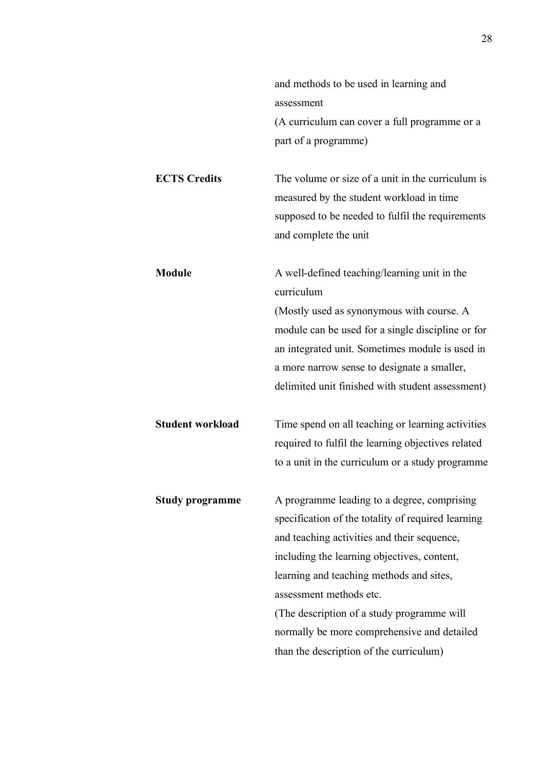| | |
|---|---|
| | and methods to be used in learning and assessment<br>(A curriculum can cover a full programme or a part of a programme) |
| **ECTS Credits** | The volume or size of a unit in the curriculum is measured by the student workload in time supposed to be needed to fulfil the requirements and complete the unit |
| **Module** | A well-defined teaching/learning unit in the curriculum<br>(Mostly used as synonymous with course. A module can be used for a single discipline or for an integrated unit. Sometimes module is used in a more narrow sense to designate a smaller, delimited unit finished with student assessment) |
| **Student workload** | Time spend on all teaching or learning activities required to fulfil the learning objectives related to a unit in the curriculum or a study programme |
| **Study programme** | A programme leading to a degree, comprising specification of the totality of required learning and teaching activities and their sequence, including the learning objectives, content, learning and teaching methods and sites, assessment methods etc.<br>(The description of a study programme will normally be more comprehensive and detailed than the description of the curriculum) |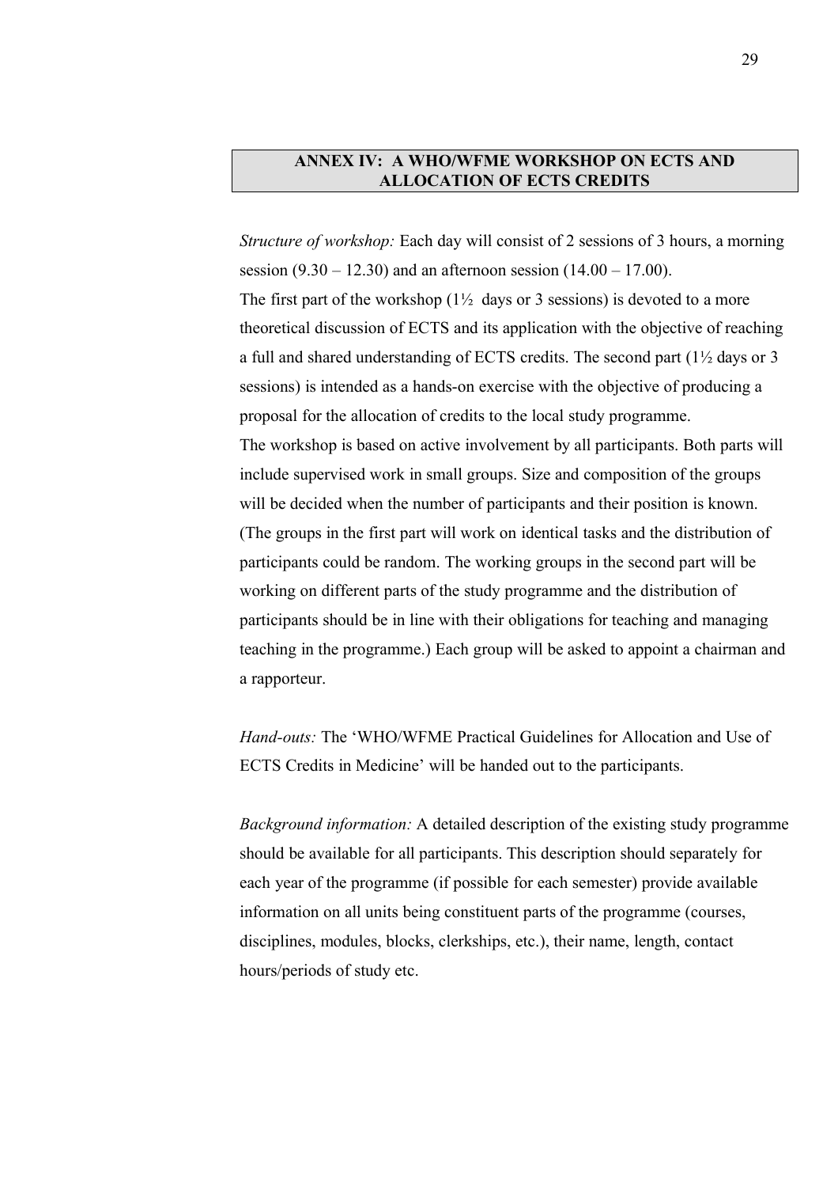## ANNEX IV: A WHO/WFME WORKSHOP ON ECTS AND ALLOCATION OF ECTS CREDITS

*Structure of workshop:* Each day will consist of 2 sessions of 3 hours, a morning session (9.30 – 12.30) and an afternoon session (14.00 – 17.00).
The first part of the workshop (1½ days or 3 sessions) is devoted to a more theoretical discussion of ECTS and its application with the objective of reaching a full and shared understanding of ECTS credits. The second part (1½ days or 3 sessions) is intended as a hands-on exercise with the objective of producing a proposal for the allocation of credits to the local study programme.
The workshop is based on active involvement by all participants. Both parts will include supervised work in small groups. Size and composition of the groups will be decided when the number of participants and their position is known. (The groups in the first part will work on identical tasks and the distribution of participants could be random. The working groups in the second part will be working on different parts of the study programme and the distribution of participants should be in line with their obligations for teaching and managing teaching in the programme.) Each group will be asked to appoint a chairman and a rapporteur.

*Hand-outs:* The 'WHO/WFME Practical Guidelines for Allocation and Use of ECTS Credits in Medicine' will be handed out to the participants.

*Background information:* A detailed description of the existing study programme should be available for all participants. This description should separately for each year of the programme (if possible for each semester) provide available information on all units being constituent parts of the programme (courses, disciplines, modules, blocks, clerkships, etc.), their name, length, contact hours/periods of study etc.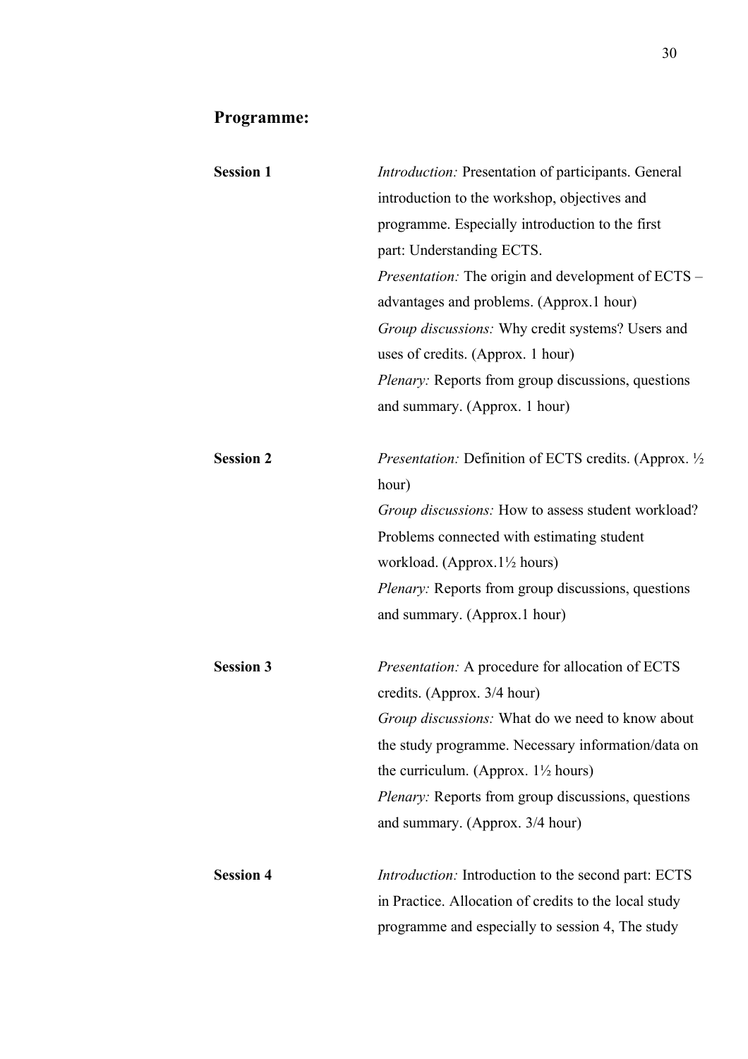## Programme:

**Session 1**

*Introduction:* Presentation of participants. General introduction to the workshop, objectives and programme. Especially introduction to the first part: Understanding ECTS.
*Presentation:* The origin and development of ECTS – advantages and problems. (Approx.1 hour)
*Group discussions:* Why credit systems? Users and uses of credits. (Approx. 1 hour)
*Plenary:* Reports from group discussions, questions and summary. (Approx. 1 hour)

**Session 2**

*Presentation:* Definition of ECTS credits. (Approx. ½ hour)
*Group discussions:* How to assess student workload? Problems connected with estimating student workload. (Approx.1½ hours)
*Plenary:* Reports from group discussions, questions and summary. (Approx.1 hour)

**Session 3**

*Presentation:* A procedure for allocation of ECTS credits. (Approx. 3/4 hour)
*Group discussions:* What do we need to know about the study programme. Necessary information/data on the curriculum. (Approx. 1½ hours)
*Plenary:* Reports from group discussions, questions and summary. (Approx. 3/4 hour)

**Session 4**

*Introduction:* Introduction to the second part: ECTS in Practice. Allocation of credits to the local study programme and especially to session 4, The study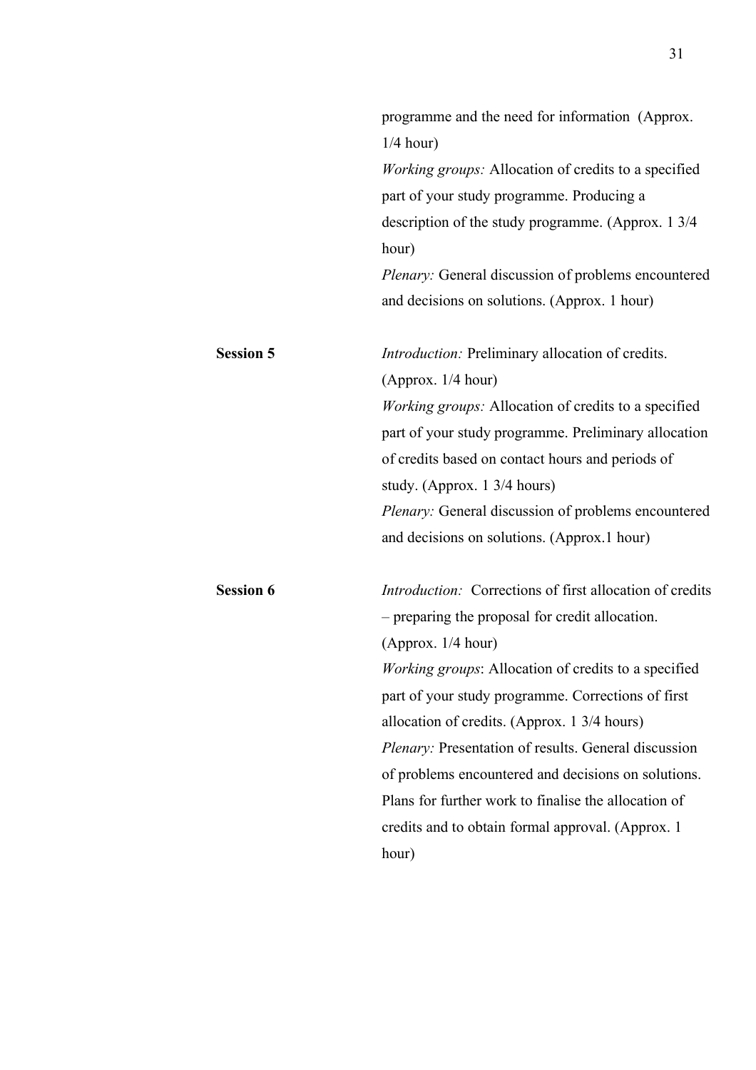programme and the need for information (Approx. 1/4 hour)

*Working groups:* Allocation of credits to a specified part of your study programme. Producing a description of the study programme. (Approx. 1 3/4 hour)

*Plenary:* General discussion of problems encountered and decisions on solutions. (Approx. 1 hour)

**Session 5**

*Introduction:* Preliminary allocation of credits. (Approx. 1/4 hour)

*Working groups:* Allocation of credits to a specified part of your study programme. Preliminary allocation of credits based on contact hours and periods of study. (Approx. 1 3/4 hours)

*Plenary:* General discussion of problems encountered and decisions on solutions. (Approx.1 hour)

**Session 6**

*Introduction:* Corrections of first allocation of credits – preparing the proposal for credit allocation. (Approx. 1/4 hour)

*Working groups*: Allocation of credits to a specified part of your study programme. Corrections of first allocation of credits. (Approx. 1 3/4 hours)

*Plenary:* Presentation of results. General discussion of problems encountered and decisions on solutions. Plans for further work to finalise the allocation of credits and to obtain formal approval. (Approx. 1 hour)